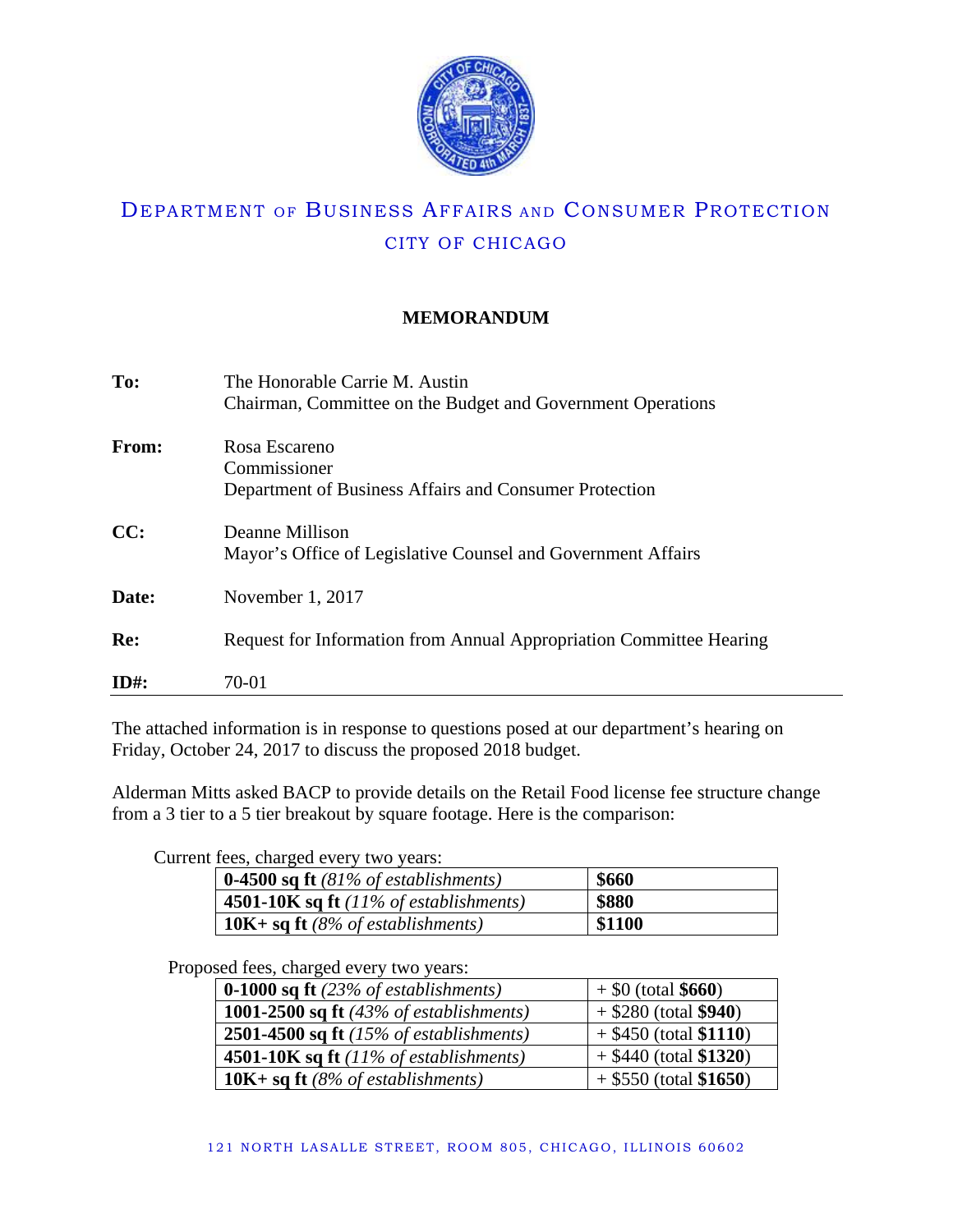# DEPARTMENT OF BUSINESS AFFAIRS AND CONSUMER PROTECTION

## CITY OF CHICAGO

### MEMORANDUM

**To:** The Honorable Carrie M. Austin
Chairman, Committee on the Budget and Government Operations

**From:** Rosa Escareno
Commissioner
Department of Business Affairs and Consumer Protection

**CC:** Deanne Millison
Mayor's Office of Legislative Counsel and Government Affairs

**Date:** November 1, 2017

**Re:** Request for Information from Annual Appropriation Committee Hearing

**ID#:** 70-01

---

The attached information is in response to questions posed at our department's hearing on Friday, October 24, 2017 to discuss the proposed 2018 budget.

Alderman Mitts asked BACP to provide details on the Retail Food license fee structure change from a 3 tier to a 5 tier breakout by square footage. Here is the comparison:

Current fees, charged every two years:

| Square Footage | Fee |
|---|---|
| **0-4500 sq ft** *(81% of establishments)* | **$660** |
| **4501-10K sq ft** *(11% of establishments)* | **$880** |
| **10K+ sq ft** *(8% of establishments)* | **$1100** |

Proposed fees, charged every two years:

| Square Footage | Fee |
|---|---|
| **0-1000 sq ft** *(23% of establishments)* | + $0 (total **$660**) |
| **1001-2500 sq ft** *(43% of establishments)* | + $280 (total **$940**) |
| **2501-4500 sq ft** *(15% of establishments)* | + $450 (total **$1110**) |
| **4501-10K sq ft** *(11% of establishments)* | + $440 (total **$1320**) |
| **10K+ sq ft** *(8% of establishments)* | + $550 (total **$1650**) |

121 NORTH LASALLE STREET, ROOM 805, CHICAGO, ILLINOIS 60602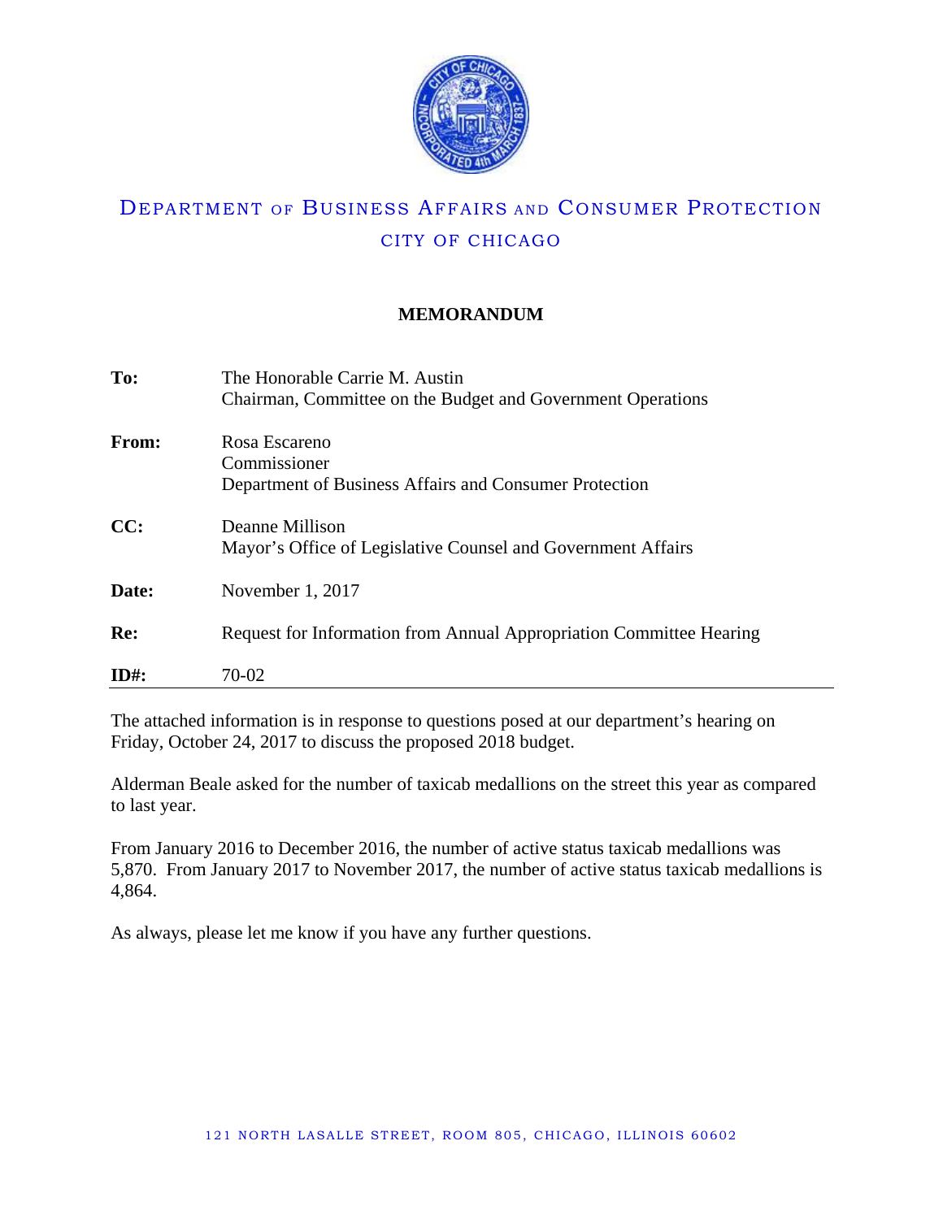# Department of Business Affairs and Consumer Protection

## City of Chicago

### MEMORANDUM

**To:** The Honorable Carrie M. Austin
Chairman, Committee on the Budget and Government Operations

**From:** Rosa Escareno
Commissioner
Department of Business Affairs and Consumer Protection

**CC:** Deanne Millison
Mayor's Office of Legislative Counsel and Government Affairs

**Date:** November 1, 2017

**Re:** Request for Information from Annual Appropriation Committee Hearing

**ID#:** 70-02

---

The attached information is in response to questions posed at our department's hearing on Friday, October 24, 2017 to discuss the proposed 2018 budget.

Alderman Beale asked for the number of taxicab medallions on the street this year as compared to last year.

From January 2016 to December 2016, the number of active status taxicab medallions was 5,870. From January 2017 to November 2017, the number of active status taxicab medallions is 4,864.

As always, please let me know if you have any further questions.

121 North LaSalle Street, Room 805, Chicago, Illinois 60602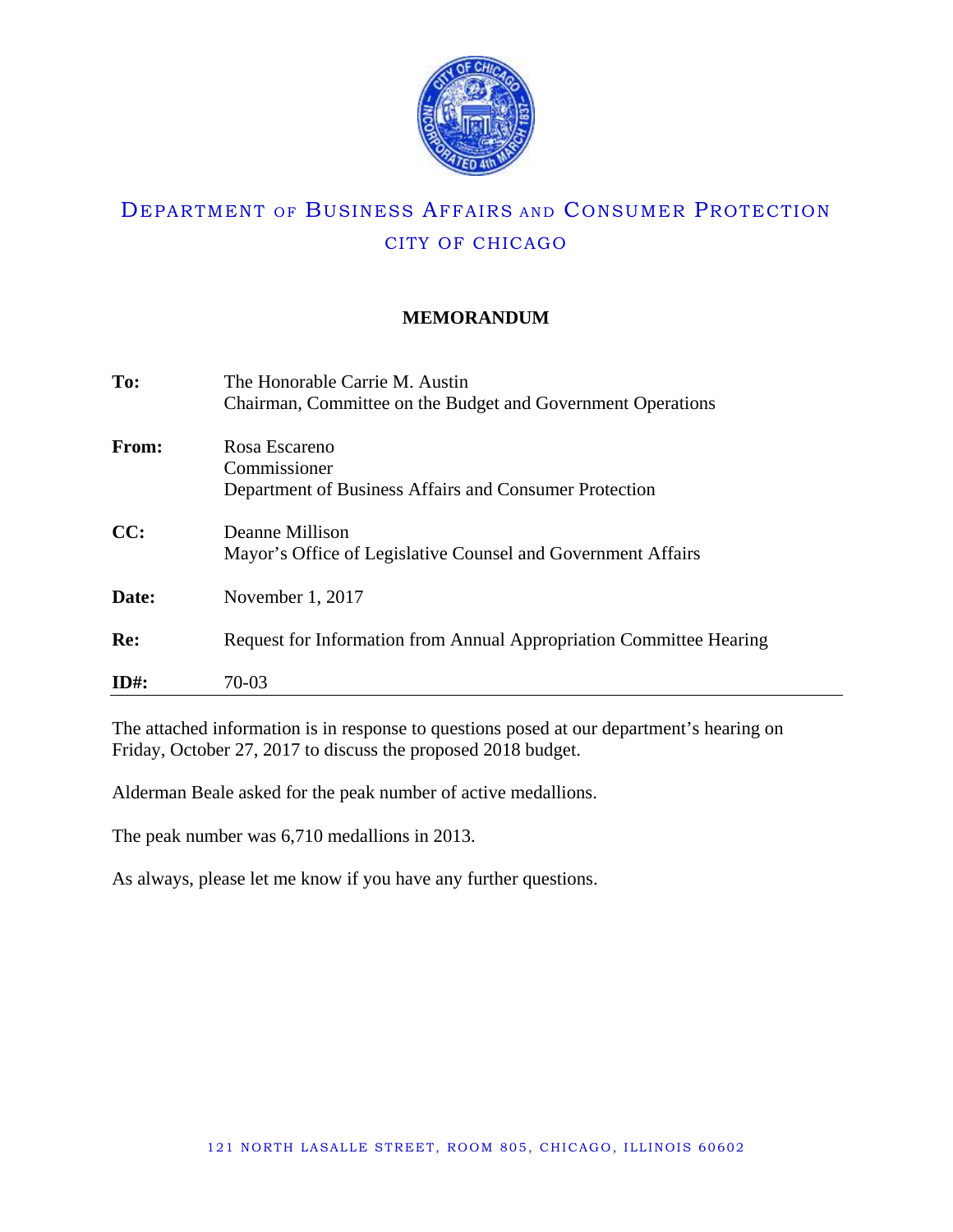# DEPARTMENT OF BUSINESS AFFAIRS AND CONSUMER PROTECTION

## CITY OF CHICAGO

**MEMORANDUM**

| | |
|---|---|
| **To:** | The Honorable Carrie M. Austin<br>Chairman, Committee on the Budget and Government Operations |
| **From:** | Rosa Escareno<br>Commissioner<br>Department of Business Affairs and Consumer Protection |
| **CC:** | Deanne Millison<br>Mayor's Office of Legislative Counsel and Government Affairs |
| **Date:** | November 1, 2017 |
| **Re:** | Request for Information from Annual Appropriation Committee Hearing |
| **ID#:** | 70-03 |

The attached information is in response to questions posed at our department's hearing on Friday, October 27, 2017 to discuss the proposed 2018 budget.

Alderman Beale asked for the peak number of active medallions.

The peak number was 6,710 medallions in 2013.

As always, please let me know if you have any further questions.

121 NORTH LASALLE STREET, ROOM 805, CHICAGO, ILLINOIS 60602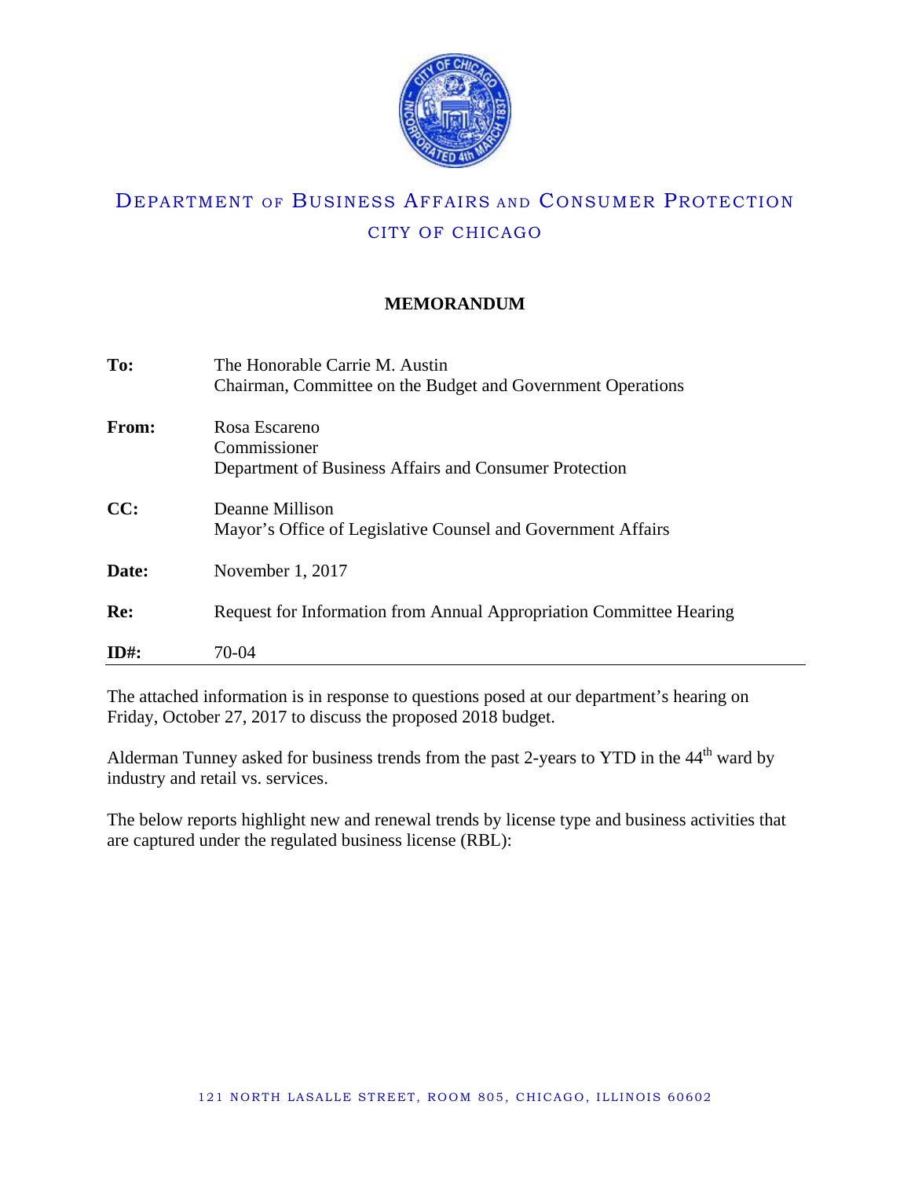# DEPARTMENT OF BUSINESS AFFAIRS AND CONSUMER PROTECTION

## CITY OF CHICAGO

### MEMORANDUM

| | |
|---|---|
| **To:** | The Honorable Carrie M. Austin<br>Chairman, Committee on the Budget and Government Operations |
| **From:** | Rosa Escareno<br>Commissioner<br>Department of Business Affairs and Consumer Protection |
| **CC:** | Deanne Millison<br>Mayor's Office of Legislative Counsel and Government Affairs |
| **Date:** | November 1, 2017 |
| **Re:** | Request for Information from Annual Appropriation Committee Hearing |
| **ID#:** | 70-04 |

The attached information is in response to questions posed at our department's hearing on Friday, October 27, 2017 to discuss the proposed 2018 budget.

Alderman Tunney asked for business trends from the past 2-years to YTD in the 44th ward by industry and retail vs. services.

The below reports highlight new and renewal trends by license type and business activities that are captured under the regulated business license (RBL):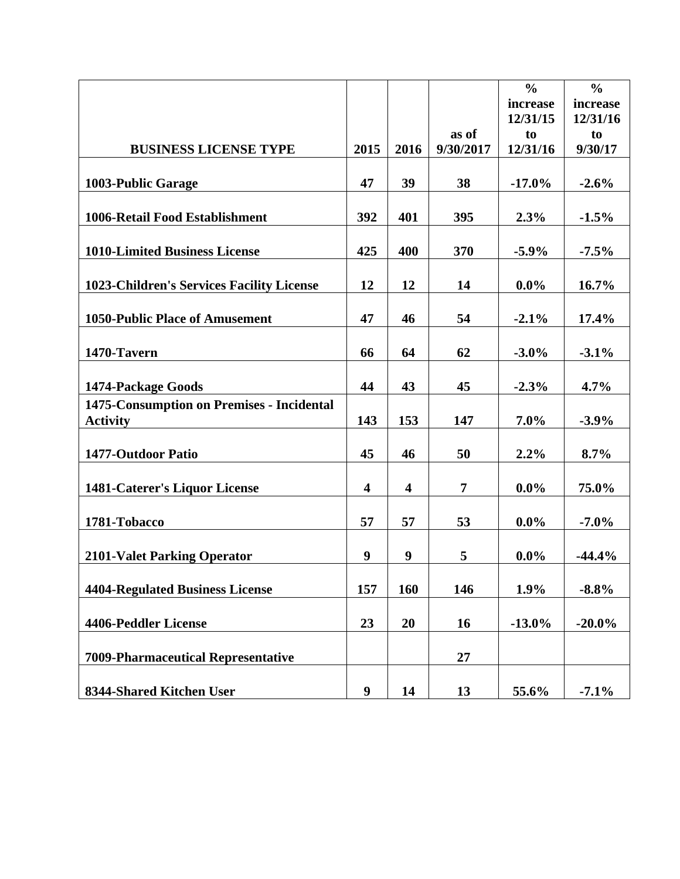| BUSINESS LICENSE TYPE | 2015 | 2016 | as of 9/30/2017 | % increase 12/31/15 to 12/31/16 | % increase 12/31/16 to 9/30/17 |
|---|---|---|---|---|---|
| **1003-Public Garage** | **47** | **39** | **38** | **-17.0%** | **-2.6%** |
| **1006-Retail Food Establishment** | **392** | **401** | **395** | **2.3%** | **-1.5%** |
| **1010-Limited Business License** | **425** | **400** | **370** | **-5.9%** | **-7.5%** |
| **1023-Children's Services Facility License** | **12** | **12** | **14** | **0.0%** | **16.7%** |
| **1050-Public Place of Amusement** | **47** | **46** | **54** | **-2.1%** | **17.4%** |
| **1470-Tavern** | **66** | **64** | **62** | **-3.0%** | **-3.1%** |
| **1474-Package Goods** | **44** | **43** | **45** | **-2.3%** | **4.7%** |
| **1475-Consumption on Premises - Incidental Activity** | **143** | **153** | **147** | **7.0%** | **-3.9%** |
| **1477-Outdoor Patio** | **45** | **46** | **50** | **2.2%** | **8.7%** |
| **1481-Caterer's Liquor License** | **4** | **4** | **7** | **0.0%** | **75.0%** |
| **1781-Tobacco** | **57** | **57** | **53** | **0.0%** | **-7.0%** |
| **2101-Valet Parking Operator** | **9** | **9** | **5** | **0.0%** | **-44.4%** |
| **4404-Regulated Business License** | **157** | **160** | **146** | **1.9%** | **-8.8%** |
| **4406-Peddler License** | **23** | **20** | **16** | **-13.0%** | **-20.0%** |
| **7009-Pharmaceutical Representative** | | | **27** | | |
| **8344-Shared Kitchen User** | **9** | **14** | **13** | **55.6%** | **-7.1%** |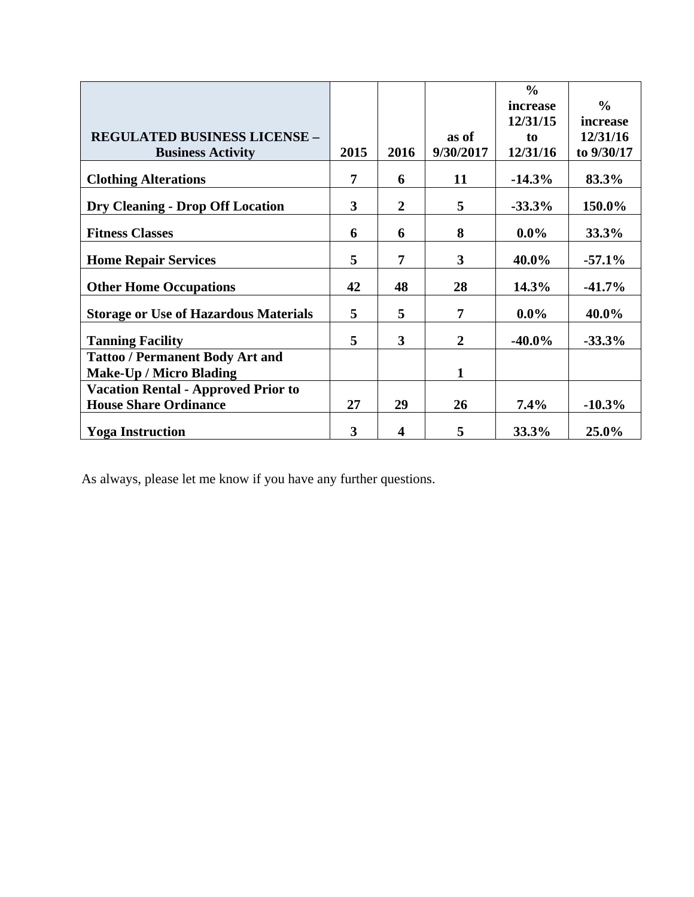| REGULATED BUSINESS LICENSE – Business Activity | 2015 | 2016 | as of 9/30/2017 | % increase 12/31/15 to 12/31/16 | % increase 12/31/16 to 9/30/17 |
|---|---|---|---|---|---|
| **Clothing Alterations** | **7** | **6** | **11** | **-14.3%** | **83.3%** |
| **Dry Cleaning - Drop Off Location** | **3** | **2** | **5** | **-33.3%** | **150.0%** |
| **Fitness Classes** | **6** | **6** | **8** | **0.0%** | **33.3%** |
| **Home Repair Services** | **5** | **7** | **3** | **40.0%** | **-57.1%** |
| **Other Home Occupations** | **42** | **48** | **28** | **14.3%** | **-41.7%** |
| **Storage or Use of Hazardous Materials** | **5** | **5** | **7** | **0.0%** | **40.0%** |
| **Tanning Facility** | **5** | **3** | **2** | **-40.0%** | **-33.3%** |
| **Tattoo / Permanent Body Art and Make-Up / Micro Blading** | | | **1** | | |
| **Vacation Rental - Approved Prior to House Share Ordinance** | **27** | **29** | **26** | **7.4%** | **-10.3%** |
| **Yoga Instruction** | **3** | **4** | **5** | **33.3%** | **25.0%** |

As always, please let me know if you have any further questions.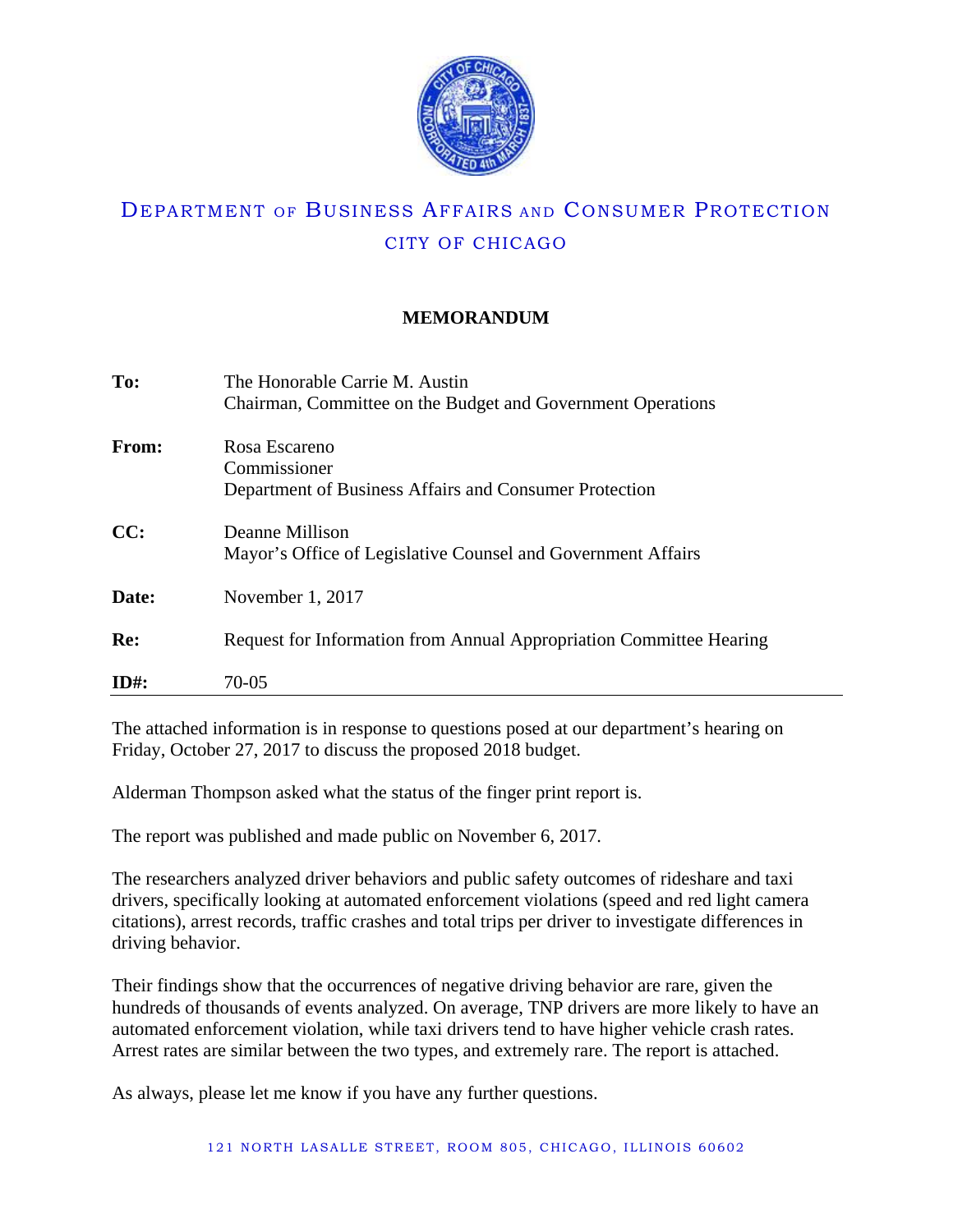# DEPARTMENT OF BUSINESS AFFAIRS AND CONSUMER PROTECTION

## CITY OF CHICAGO

### MEMORANDUM

| | |
|---|---|
| **To:** | The Honorable Carrie M. Austin<br>Chairman, Committee on the Budget and Government Operations |
| **From:** | Rosa Escareno<br>Commissioner<br>Department of Business Affairs and Consumer Protection |
| **CC:** | Deanne Millison<br>Mayor's Office of Legislative Counsel and Government Affairs |
| **Date:** | November 1, 2017 |
| **Re:** | Request for Information from Annual Appropriation Committee Hearing |
| **ID#:** | 70-05 |

---

The attached information is in response to questions posed at our department's hearing on Friday, October 27, 2017 to discuss the proposed 2018 budget.

Alderman Thompson asked what the status of the finger print report is.

The report was published and made public on November 6, 2017.

The researchers analyzed driver behaviors and public safety outcomes of rideshare and taxi drivers, specifically looking at automated enforcement violations (speed and red light camera citations), arrest records, traffic crashes and total trips per driver to investigate differences in driving behavior.

Their findings show that the occurrences of negative driving behavior are rare, given the hundreds of thousands of events analyzed. On average, TNP drivers are more likely to have an automated enforcement violation, while taxi drivers tend to have higher vehicle crash rates. Arrest rates are similar between the two types, and extremely rare. The report is attached.

As always, please let me know if you have any further questions.

121 NORTH LASALLE STREET, ROOM 805, CHICAGO, ILLINOIS 60602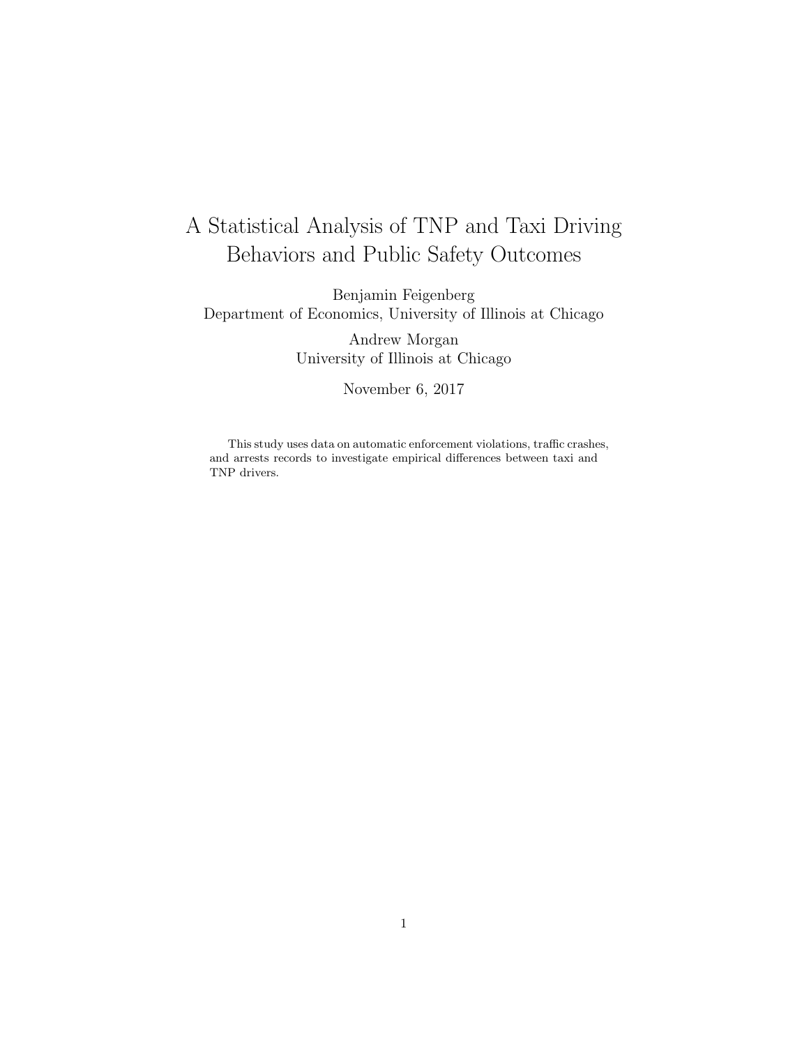# A Statistical Analysis of TNP and Taxi Driving Behaviors and Public Safety Outcomes

Benjamin Feigenberg
Department of Economics, University of Illinois at Chicago

Andrew Morgan
University of Illinois at Chicago

November 6, 2017

This study uses data on automatic enforcement violations, traffic crashes, and arrests records to investigate empirical differences between taxi and TNP drivers.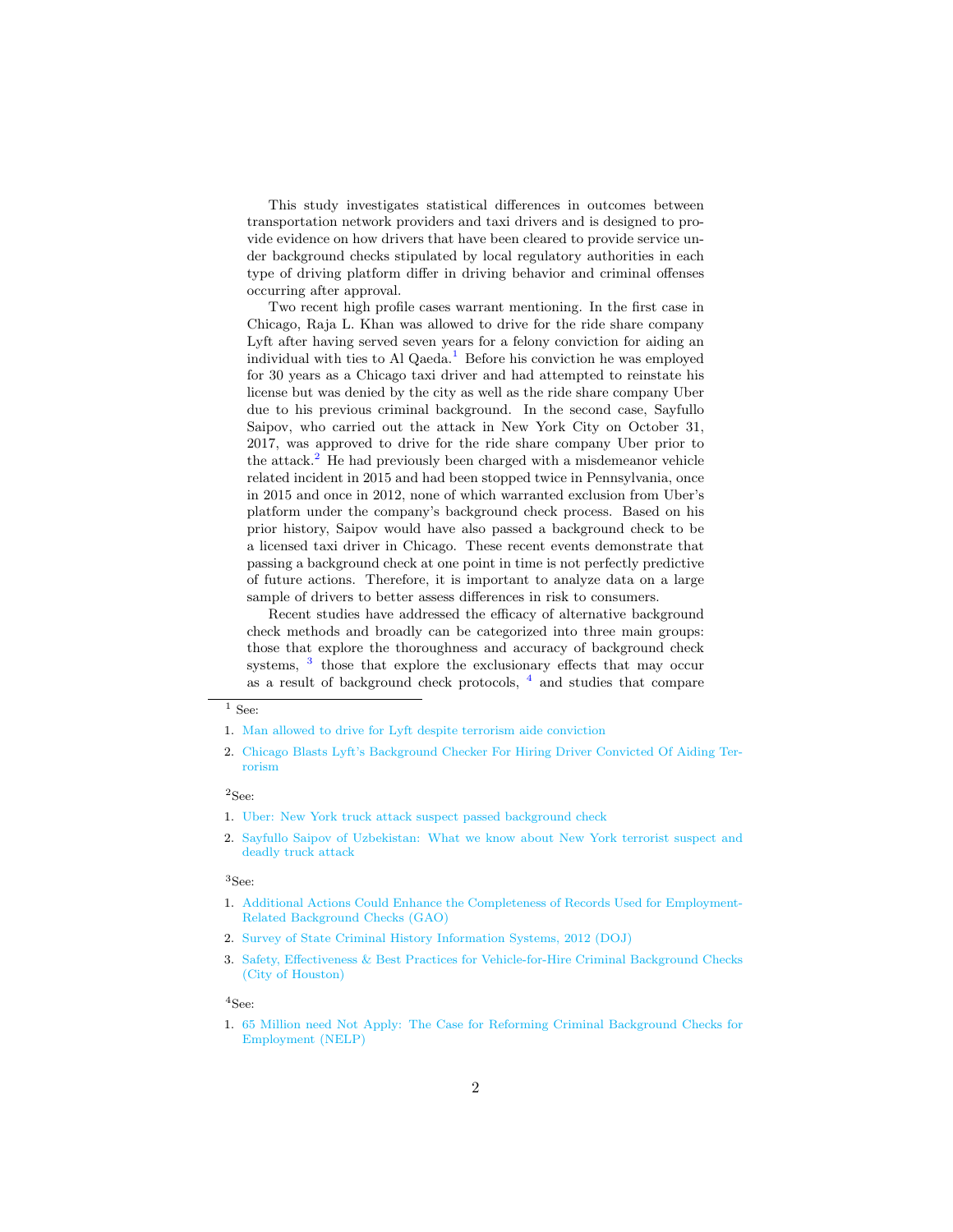This study investigates statistical differences in outcomes between transportation network providers and taxi drivers and is designed to provide evidence on how drivers that have been cleared to provide service under background checks stipulated by local regulatory authorities in each type of driving platform differ in driving behavior and criminal offenses occurring after approval.

Two recent high profile cases warrant mentioning. In the first case in Chicago, Raja L. Khan was allowed to drive for the ride share company Lyft after having served seven years for a felony conviction for aiding an individual with ties to Al Qaeda.[1] Before his conviction he was employed for 30 years as a Chicago taxi driver and had attempted to reinstate his license but was denied by the city as well as the ride share company Uber due to his previous criminal background. In the second case, Sayfullo Saipov, who carried out the attack in New York City on October 31, 2017, was approved to drive for the ride share company Uber prior to the attack.[2] He had previously been charged with a misdemeanor vehicle related incident in 2015 and had been stopped twice in Pennsylvania, once in 2015 and once in 2012, none of which warranted exclusion from Uber's platform under the company's background check process. Based on his prior history, Saipov would have also passed a background check to be a licensed taxi driver in Chicago. These recent events demonstrate that passing a background check at one point in time is not perfectly predictive of future actions. Therefore, it is important to analyze data on a large sample of drivers to better assess differences in risk to consumers.

Recent studies have addressed the efficacy of alternative background check methods and broadly can be categorized into three main groups: those that explore the thoroughness and accuracy of background check systems, [3] those that explore the exclusionary effects that may occur as a result of background check protocols, [4] and studies that compare

---

[1] See:

1. Man allowed to drive for Lyft despite terrorism aide conviction
2. Chicago Blasts Lyft's Background Checker For Hiring Driver Convicted Of Aiding Terrorism

[2] See:

1. Uber: New York truck attack suspect passed background check
2. Sayfullo Saipov of Uzbekistan: What we know about New York terrorist suspect and deadly truck attack

[3] See:

1. Additional Actions Could Enhance the Completeness of Records Used for Employment-Related Background Checks (GAO)
2. Survey of State Criminal History Information Systems, 2012 (DOJ)
3. Safety, Effectiveness & Best Practices for Vehicle-for-Hire Criminal Background Checks (City of Houston)

[4] See:

1. 65 Million need Not Apply: The Case for Reforming Criminal Background Checks for Employment (NELP)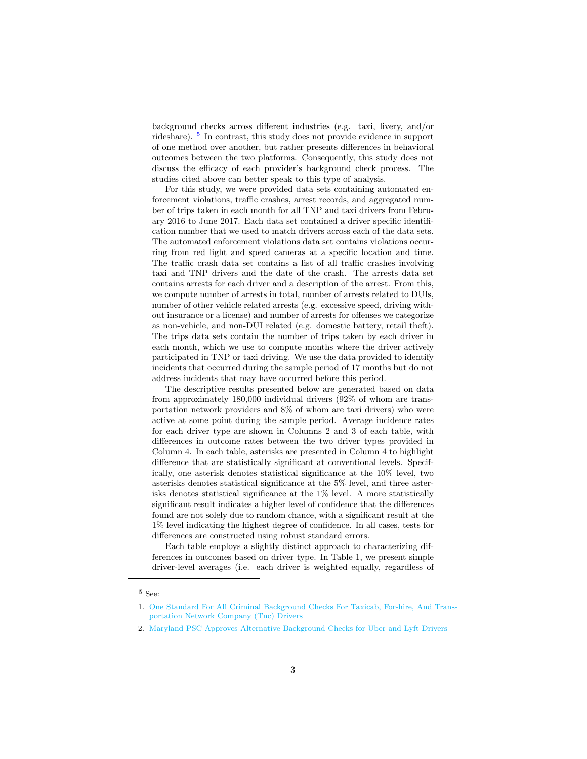background checks across different industries (e.g. taxi, livery, and/or rideshare). [5] In contrast, this study does not provide evidence in support of one method over another, but rather presents differences in behavioral outcomes between the two platforms. Consequently, this study does not discuss the efficacy of each provider's background check process. The studies cited above can better speak to this type of analysis.

For this study, we were provided data sets containing automated enforcement violations, traffic crashes, arrest records, and aggregated number of trips taken in each month for all TNP and taxi drivers from February 2016 to June 2017. Each data set contained a driver specific identification number that we used to match drivers across each of the data sets. The automated enforcement violations data set contains violations occurring from red light and speed cameras at a specific location and time. The traffic crash data set contains a list of all traffic crashes involving taxi and TNP drivers and the date of the crash. The arrests data set contains arrests for each driver and a description of the arrest. From this, we compute number of arrests in total, number of arrests related to DUIs, number of other vehicle related arrests (e.g. excessive speed, driving without insurance or a license) and number of arrests for offenses we categorize as non-vehicle, and non-DUI related (e.g. domestic battery, retail theft). The trips data sets contain the number of trips taken by each driver in each month, which we use to compute months where the driver actively participated in TNP or taxi driving. We use the data provided to identify incidents that occurred during the sample period of 17 months but do not address incidents that may have occurred before this period.

The descriptive results presented below are generated based on data from approximately 180,000 individual drivers (92% of whom are transportation network providers and 8% of whom are taxi drivers) who were active at some point during the sample period. Average incidence rates for each driver type are shown in Columns 2 and 3 of each table, with differences in outcome rates between the two driver types provided in Column 4. In each table, asterisks are presented in Column 4 to highlight difference that are statistically significant at conventional levels. Specifically, one asterisk denotes statistical significance at the 10% level, two asterisks denotes statistical significance at the 5% level, and three asterisks denotes statistical significance at the 1% level. A more statistically significant result indicates a higher level of confidence that the differences found are not solely due to random chance, with a significant result at the 1% level indicating the highest degree of confidence. In all cases, tests for differences are constructed using robust standard errors.

Each table employs a slightly distinct approach to characterizing differences in outcomes based on driver type. In Table 1, we present simple driver-level averages (i.e. each driver is weighted equally, regardless of

---

[5] See:

1. One Standard For All Criminal Background Checks For Taxicab, For-hire, And Transportation Network Company (Tnc) Drivers
2. Maryland PSC Approves Alternative Background Checks for Uber and Lyft Drivers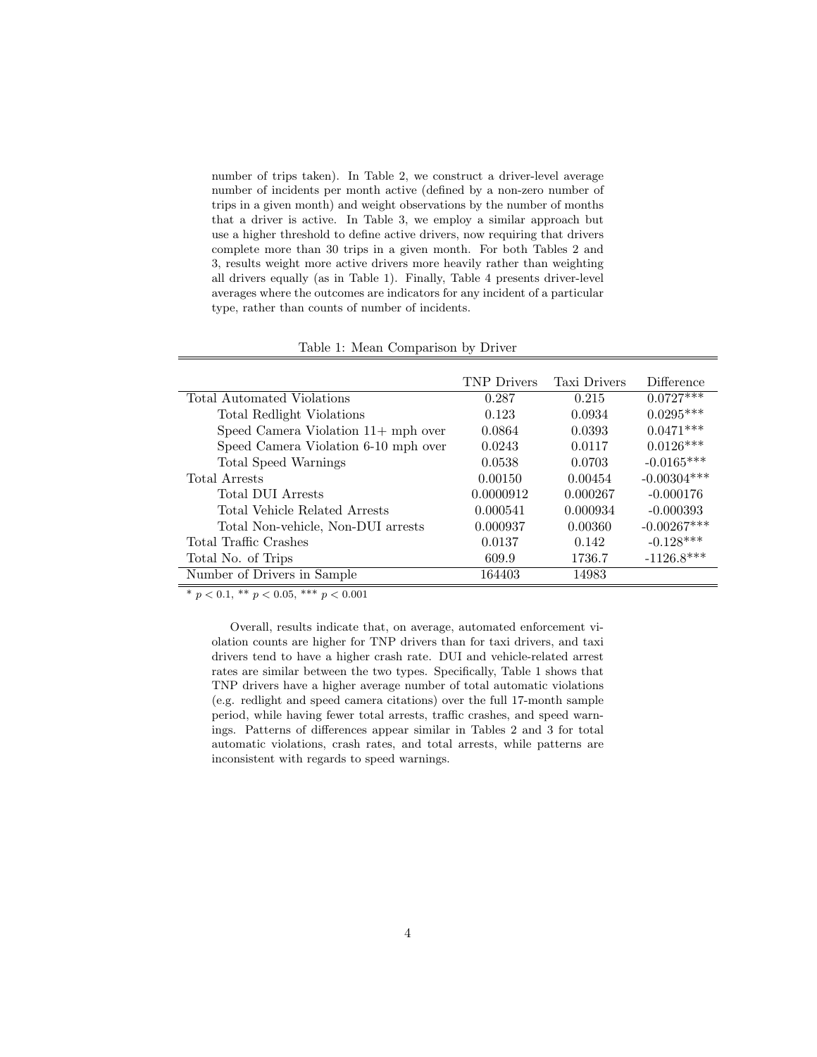number of trips taken). In Table 2, we construct a driver-level average number of incidents per month active (defined by a non-zero number of trips in a given month) and weight observations by the number of months that a driver is active. In Table 3, we employ a similar approach but use a higher threshold to define active drivers, now requiring that drivers complete more than 30 trips in a given month. For both Tables 2 and 3, results weight more active drivers more heavily rather than weighting all drivers equally (as in Table 1). Finally, Table 4 presents driver-level averages where the outcomes are indicators for any incident of a particular type, rather than counts of number of incidents.

Table 1: Mean Comparison by Driver

| | TNP Drivers | Taxi Drivers | Difference |
|---|---|---|---|
| Total Automated Violations | 0.287 | 0.215 | 0.0727*** |
| Total Redlight Violations | 0.123 | 0.0934 | 0.0295*** |
| Speed Camera Violation 11+ mph over | 0.0864 | 0.0393 | 0.0471*** |
| Speed Camera Violation 6-10 mph over | 0.0243 | 0.0117 | 0.0126*** |
| Total Speed Warnings | 0.0538 | 0.0703 | -0.0165*** |
| Total Arrests | 0.00150 | 0.00454 | -0.00304*** |
| Total DUI Arrests | 0.0000912 | 0.000267 | -0.000176 |
| Total Vehicle Related Arrests | 0.000541 | 0.000934 | -0.000393 |
| Total Non-vehicle, Non-DUI arrests | 0.000937 | 0.00360 | -0.00267*** |
| Total Traffic Crashes | 0.0137 | 0.142 | -0.128*** |
| Total No. of Trips | 609.9 | 1736.7 | -1126.8*** |
| Number of Drivers in Sample | 164403 | 14983 | |

* $p < 0.1$, ** $p < 0.05$, *** $p < 0.001$

Overall, results indicate that, on average, automated enforcement violation counts are higher for TNP drivers than for taxi drivers, and taxi drivers tend to have a higher crash rate. DUI and vehicle-related arrest rates are similar between the two types. Specifically, Table 1 shows that TNP drivers have a higher average number of total automatic violations (e.g. redlight and speed camera citations) over the full 17-month sample period, while having fewer total arrests, traffic crashes, and speed warnings. Patterns of differences appear similar in Tables 2 and 3 for total automatic violations, crash rates, and total arrests, while patterns are inconsistent with regards to speed warnings.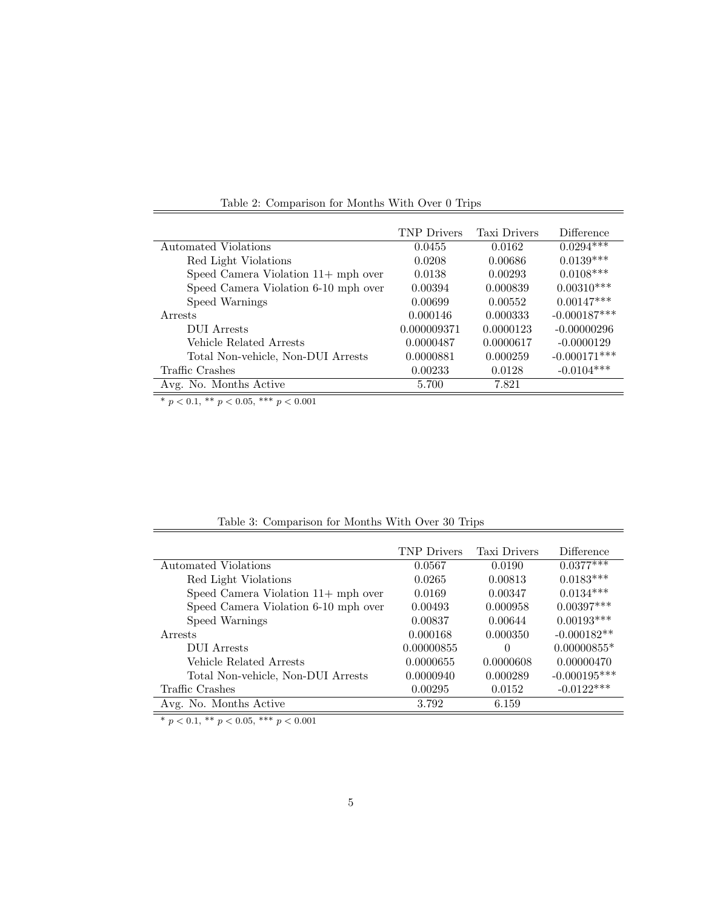Table 2: Comparison for Months With Over 0 Trips

| | TNP Drivers | Taxi Drivers | Difference |
|---|---|---|---|
| Automated Violations | 0.0455 | 0.0162 | 0.0294*** |
| Red Light Violations | 0.0208 | 0.00686 | 0.0139*** |
| Speed Camera Violation 11+ mph over | 0.0138 | 0.00293 | 0.0108*** |
| Speed Camera Violation 6-10 mph over | 0.00394 | 0.000839 | 0.00310*** |
| Speed Warnings | 0.00699 | 0.00552 | 0.00147*** |
| Arrests | 0.000146 | 0.000333 | -0.000187*** |
| DUI Arrests | 0.000009371 | 0.0000123 | -0.00000296 |
| Vehicle Related Arrests | 0.0000487 | 0.0000617 | -0.0000129 |
| Total Non-vehicle, Non-DUI Arrests | 0.0000881 | 0.000259 | -0.000171*** |
| Traffic Crashes | 0.00233 | 0.0128 | -0.0104*** |
| Avg. No. Months Active | 5.700 | 7.821 | |

* $p < 0.1$, ** $p < 0.05$, *** $p < 0.001$

Table 3: Comparison for Months With Over 30 Trips

| | TNP Drivers | Taxi Drivers | Difference |
|---|---|---|---|
| Automated Violations | 0.0567 | 0.0190 | 0.0377*** |
| Red Light Violations | 0.0265 | 0.00813 | 0.0183*** |
| Speed Camera Violation 11+ mph over | 0.0169 | 0.00347 | 0.0134*** |
| Speed Camera Violation 6-10 mph over | 0.00493 | 0.000958 | 0.00397*** |
| Speed Warnings | 0.00837 | 0.00644 | 0.00193*** |
| Arrests | 0.000168 | 0.000350 | -0.000182** |
| DUI Arrests | 0.00000855 | 0 | 0.00000855* |
| Vehicle Related Arrests | 0.0000655 | 0.0000608 | 0.00000470 |
| Total Non-vehicle, Non-DUI Arrests | 0.0000940 | 0.000289 | -0.000195*** |
| Traffic Crashes | 0.00295 | 0.0152 | -0.0122*** |
| Avg. No. Months Active | 3.792 | 6.159 | |

* $p < 0.1$, ** $p < 0.05$, *** $p < 0.001$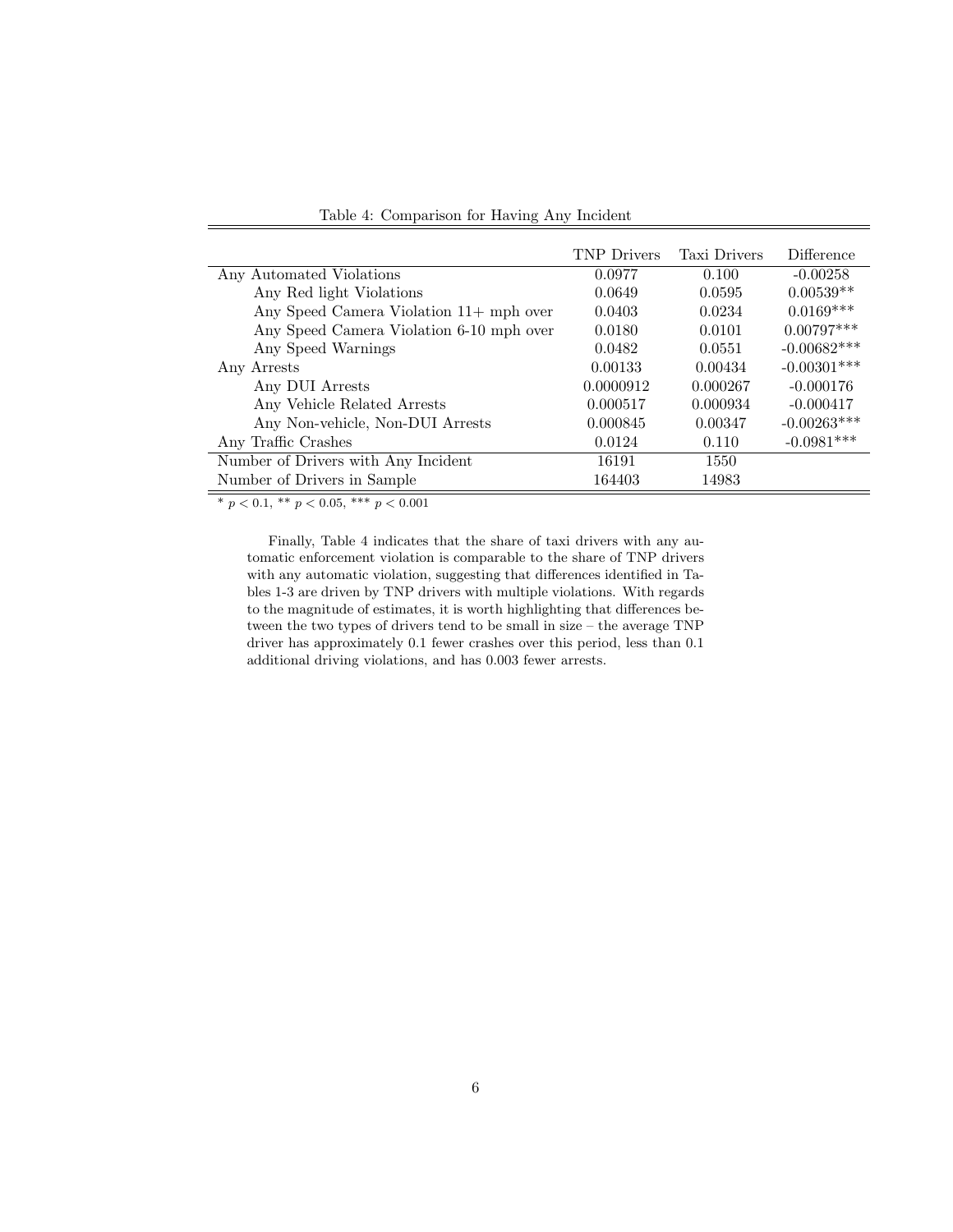Table 4: Comparison for Having Any Incident

| | TNP Drivers | Taxi Drivers | Difference |
|---|---|---|---|
| Any Automated Violations | 0.0977 | 0.100 | -0.00258 |
| Any Red light Violations | 0.0649 | 0.0595 | 0.00539** |
| Any Speed Camera Violation 11+ mph over | 0.0403 | 0.0234 | 0.0169*** |
| Any Speed Camera Violation 6-10 mph over | 0.0180 | 0.0101 | 0.00797*** |
| Any Speed Warnings | 0.0482 | 0.0551 | -0.00682*** |
| Any Arrests | 0.00133 | 0.00434 | -0.00301*** |
| Any DUI Arrests | 0.0000912 | 0.000267 | -0.000176 |
| Any Vehicle Related Arrests | 0.000517 | 0.000934 | -0.000417 |
| Any Non-vehicle, Non-DUI Arrests | 0.000845 | 0.00347 | -0.00263*** |
| Any Traffic Crashes | 0.0124 | 0.110 | -0.0981*** |
| Number of Drivers with Any Incident | 16191 | 1550 | |
| Number of Drivers in Sample | 164403 | 14983 | |

* $p < 0.1$, ** $p < 0.05$, *** $p < 0.001$

Finally, Table 4 indicates that the share of taxi drivers with any automatic enforcement violation is comparable to the share of TNP drivers with any automatic violation, suggesting that differences identified in Tables 1-3 are driven by TNP drivers with multiple violations. With regards to the magnitude of estimates, it is worth highlighting that differences between the two types of drivers tend to be small in size – the average TNP driver has approximately 0.1 fewer crashes over this period, less than 0.1 additional driving violations, and has 0.003 fewer arrests.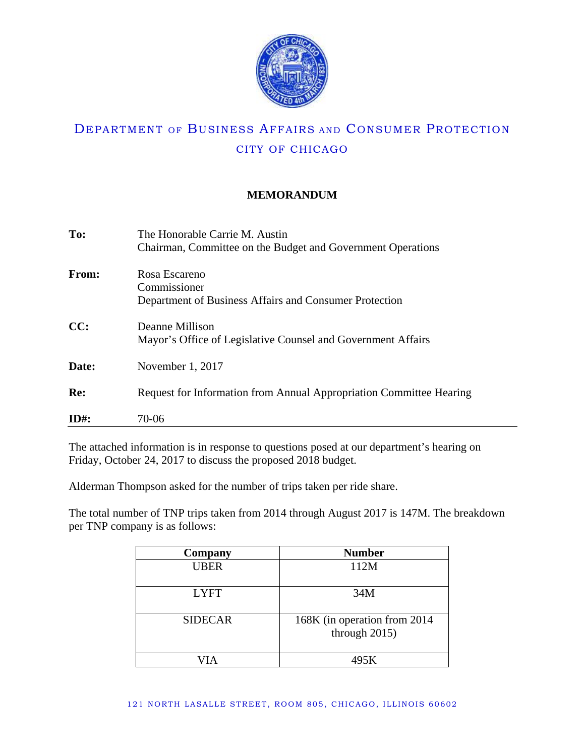DEPARTMENT OF BUSINESS AFFAIRS AND CONSUMER PROTECTION

CITY OF CHICAGO

## MEMORANDUM

**To:** The Honorable Carrie M. Austin
Chairman, Committee on the Budget and Government Operations

**From:** Rosa Escareno
Commissioner
Department of Business Affairs and Consumer Protection

**CC:** Deanne Millison
Mayor's Office of Legislative Counsel and Government Affairs

**Date:** November 1, 2017

**Re:** Request for Information from Annual Appropriation Committee Hearing

**ID#:** 70-06

---

The attached information is in response to questions posed at our department's hearing on Friday, October 24, 2017 to discuss the proposed 2018 budget.

Alderman Thompson asked for the number of trips taken per ride share.

The total number of TNP trips taken from 2014 through August 2017 is 147M. The breakdown per TNP company is as follows:

| Company | Number |
|---|---|
| UBER | 112M |
| LYFT | 34M |
| SIDECAR | 168K (in operation from 2014 through 2015) |
| VIA | 495K |

121 NORTH LASALLE STREET, ROOM 805, CHICAGO, ILLINOIS 60602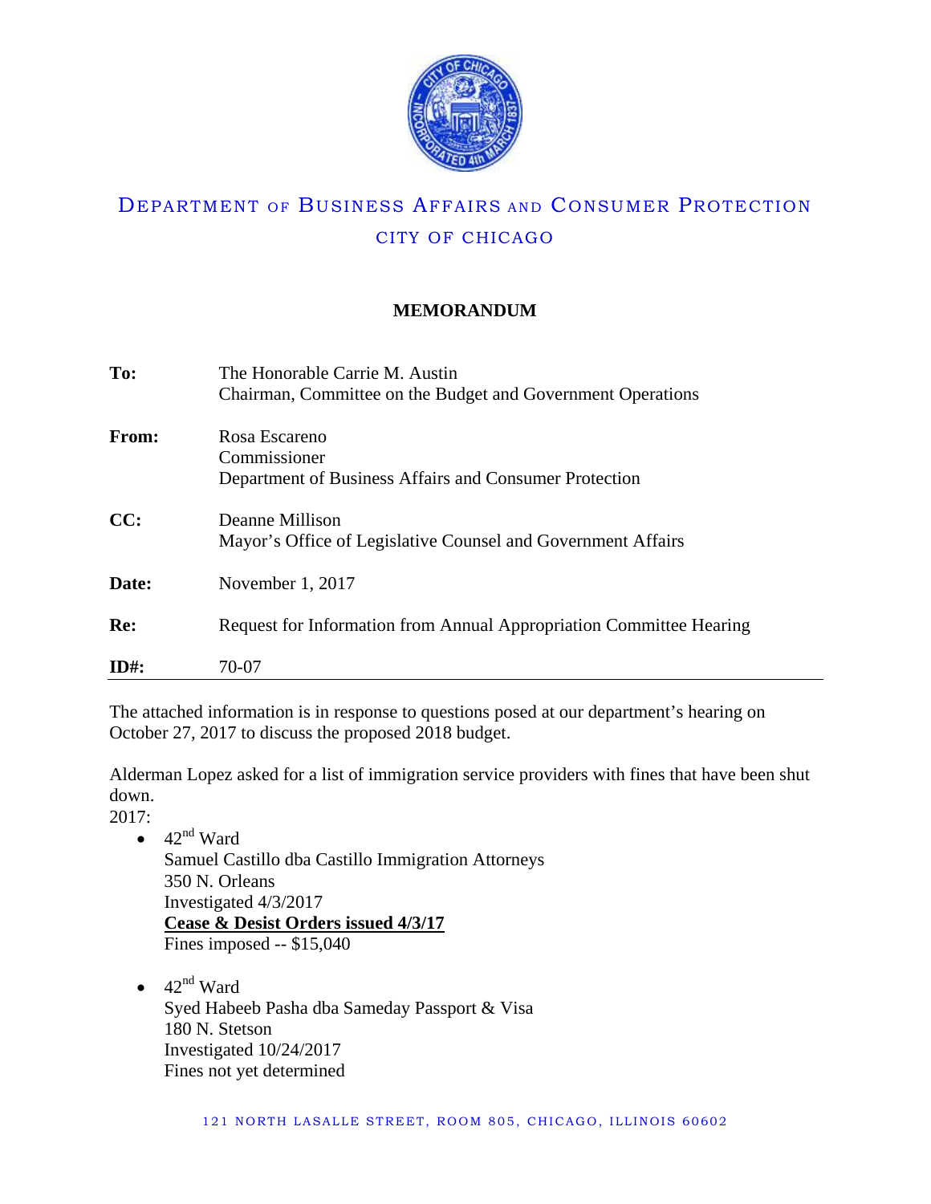# DEPARTMENT OF BUSINESS AFFAIRS AND CONSUMER PROTECTION

## CITY OF CHICAGO

**MEMORANDUM**

| | |
|---|---|
| **To:** | The Honorable Carrie M. Austin<br>Chairman, Committee on the Budget and Government Operations |
| **From:** | Rosa Escareno<br>Commissioner<br>Department of Business Affairs and Consumer Protection |
| **CC:** | Deanne Millison<br>Mayor's Office of Legislative Counsel and Government Affairs |
| **Date:** | November 1, 2017 |
| **Re:** | Request for Information from Annual Appropriation Committee Hearing |
| **ID#:** | 70-07 |

---

The attached information is in response to questions posed at our department's hearing on October 27, 2017 to discuss the proposed 2018 budget.

Alderman Lopez asked for a list of immigration service providers with fines that have been shut down.

2017:

- 42nd Ward
  Samuel Castillo dba Castillo Immigration Attorneys
  350 N. Orleans
  Investigated 4/3/2017
  **Cease & Desist Orders issued 4/3/17**
  Fines imposed -- $15,040

- 42nd Ward
  Syed Habeeb Pasha dba Sameday Passport & Visa
  180 N. Stetson
  Investigated 10/24/2017
  Fines not yet determined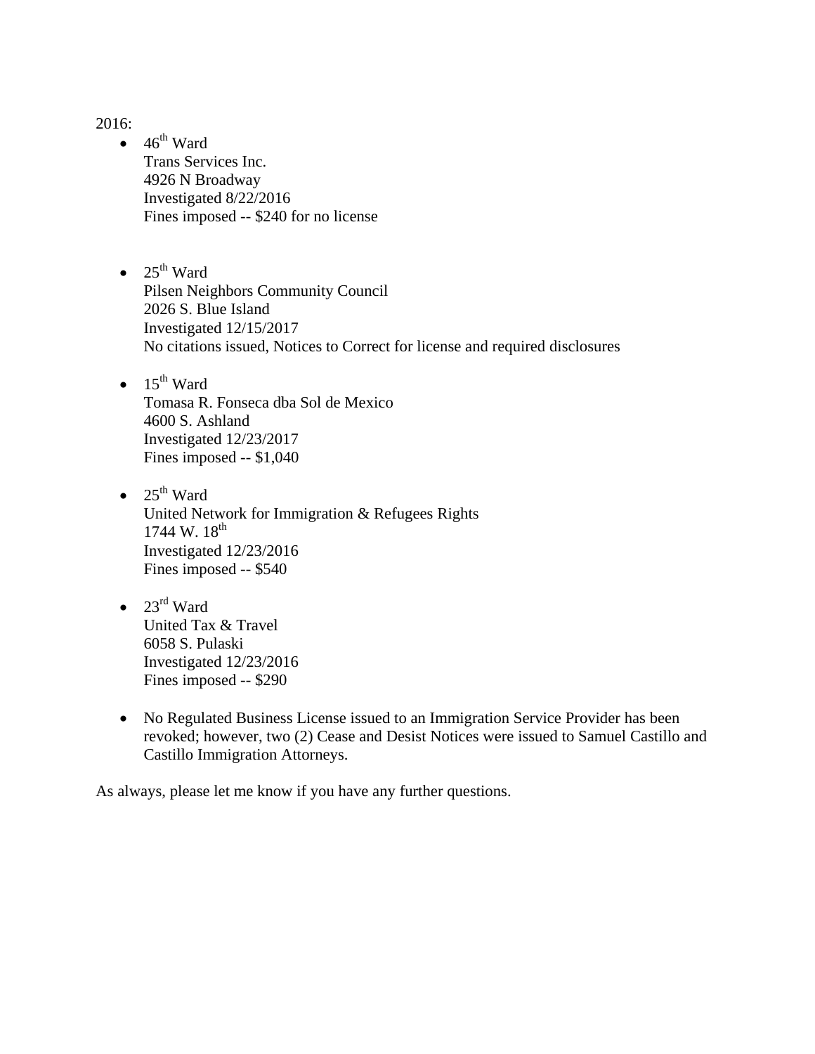2016:

- 46th Ward
  Trans Services Inc.
  4926 N Broadway
  Investigated 8/22/2016
  Fines imposed -- $240 for no license

- 25th Ward
  Pilsen Neighbors Community Council
  2026 S. Blue Island
  Investigated 12/15/2017
  No citations issued, Notices to Correct for license and required disclosures

- 15th Ward
  Tomasa R. Fonseca dba Sol de Mexico
  4600 S. Ashland
  Investigated 12/23/2017
  Fines imposed -- $1,040

- 25th Ward
  United Network for Immigration & Refugees Rights
  1744 W. 18th
  Investigated 12/23/2016
  Fines imposed -- $540

- 23rd Ward
  United Tax & Travel
  6058 S. Pulaski
  Investigated 12/23/2016
  Fines imposed -- $290

- No Regulated Business License issued to an Immigration Service Provider has been revoked; however, two (2) Cease and Desist Notices were issued to Samuel Castillo and Castillo Immigration Attorneys.

As always, please let me know if you have any further questions.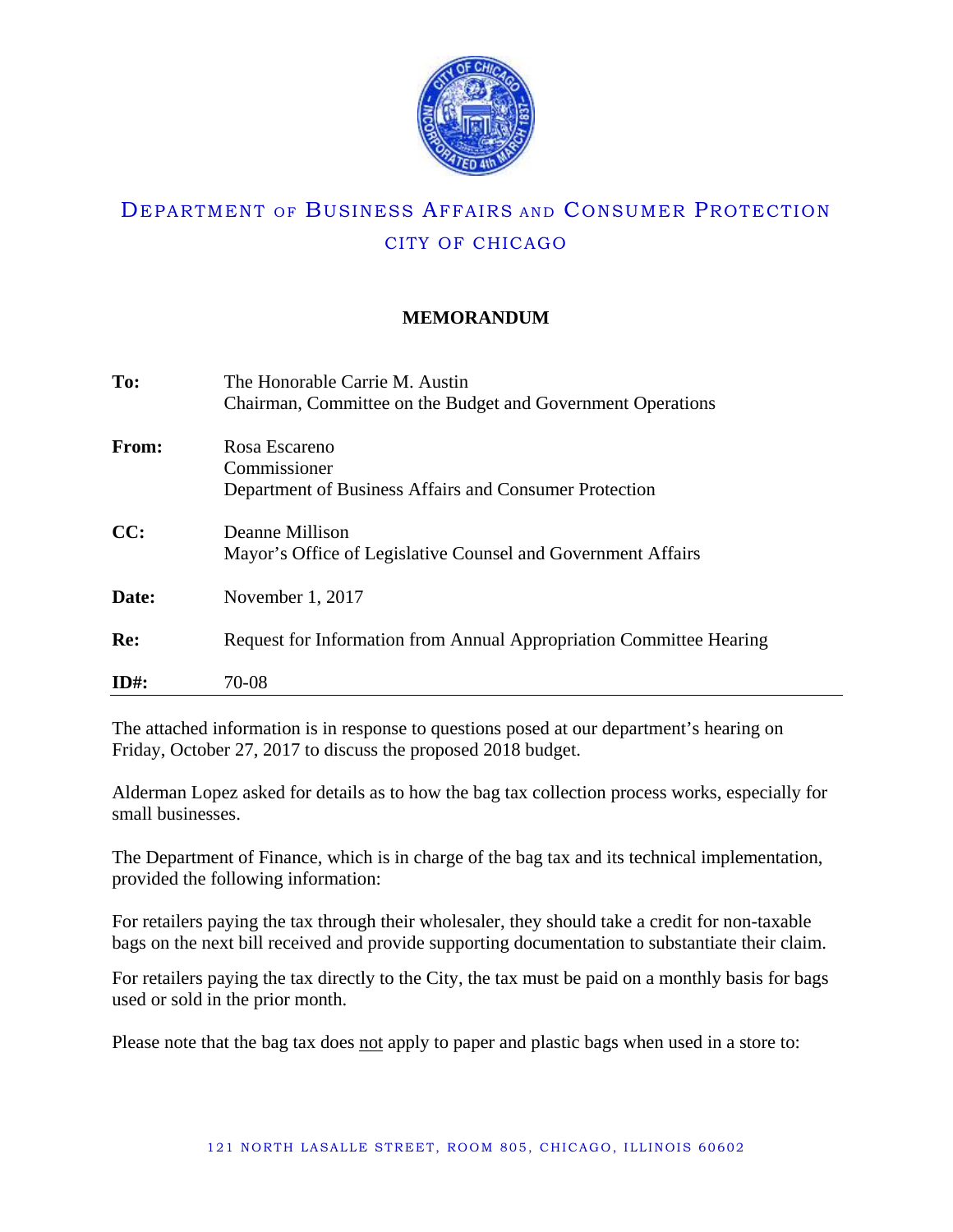DEPARTMENT OF BUSINESS AFFAIRS AND CONSUMER PROTECTION

CITY OF CHICAGO

**MEMORANDUM**

| | |
|---|---|
| **To:** | The Honorable Carrie M. Austin<br>Chairman, Committee on the Budget and Government Operations |
| **From:** | Rosa Escareno<br>Commissioner<br>Department of Business Affairs and Consumer Protection |
| **CC:** | Deanne Millison<br>Mayor's Office of Legislative Counsel and Government Affairs |
| **Date:** | November 1, 2017 |
| **Re:** | Request for Information from Annual Appropriation Committee Hearing |
| **ID#:** | 70-08 |

The attached information is in response to questions posed at our department's hearing on Friday, October 27, 2017 to discuss the proposed 2018 budget.

Alderman Lopez asked for details as to how the bag tax collection process works, especially for small businesses.

The Department of Finance, which is in charge of the bag tax and its technical implementation, provided the following information:

For retailers paying the tax through their wholesaler, they should take a credit for non-taxable bags on the next bill received and provide supporting documentation to substantiate their claim.

For retailers paying the tax directly to the City, the tax must be paid on a monthly basis for bags used or sold in the prior month.

Please note that the bag tax does <u>not</u> apply to paper and plastic bags when used in a store to:

121 NORTH LASALLE STREET, ROOM 805, CHICAGO, ILLINOIS 60602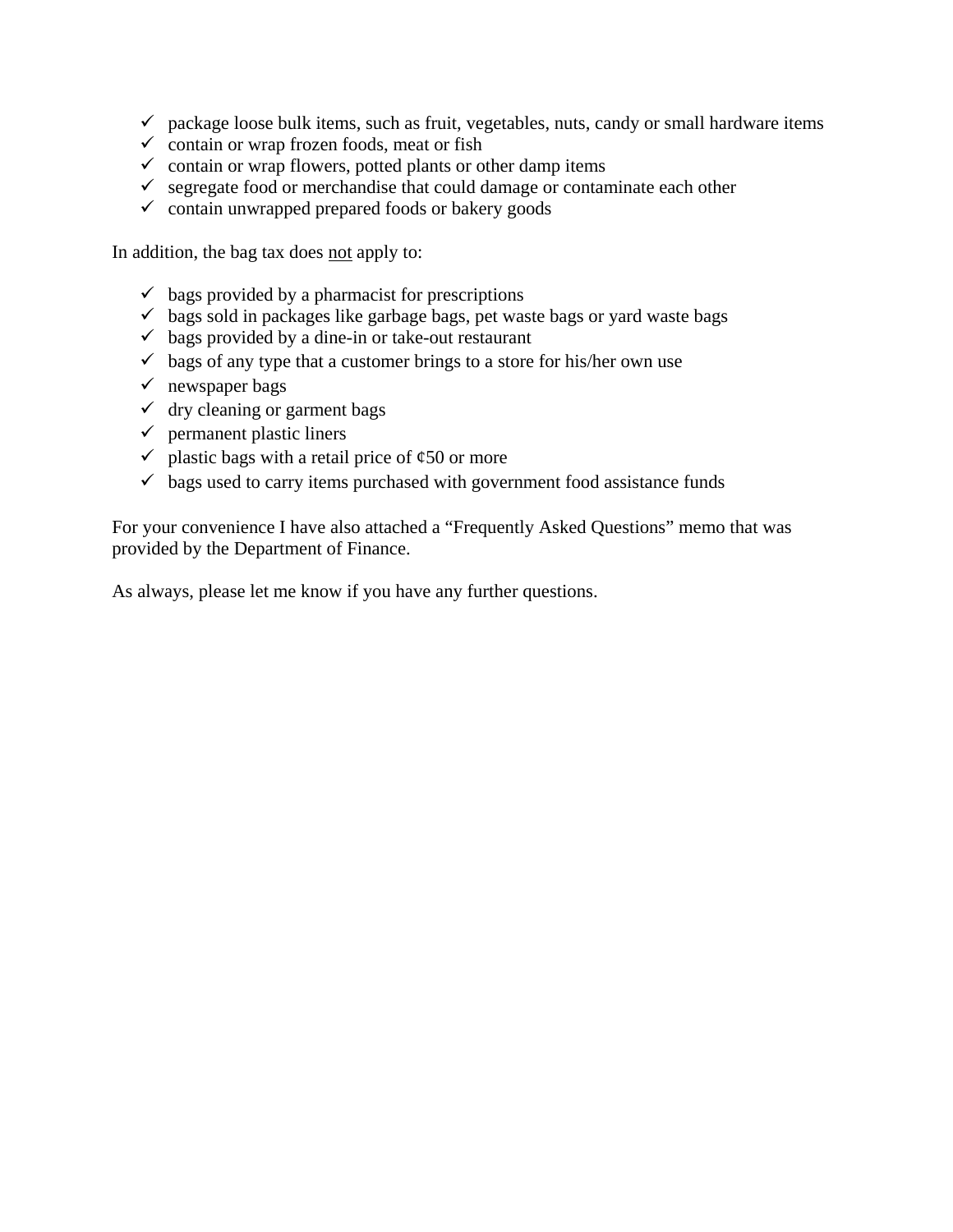- ✓ package loose bulk items, such as fruit, vegetables, nuts, candy or small hardware items
- ✓ contain or wrap frozen foods, meat or fish
- ✓ contain or wrap flowers, potted plants or other damp items
- ✓ segregate food or merchandise that could damage or contaminate each other
- ✓ contain unwrapped prepared foods or bakery goods

In addition, the bag tax does <u>not</u> apply to:

- ✓ bags provided by a pharmacist for prescriptions
- ✓ bags sold in packages like garbage bags, pet waste bags or yard waste bags
- ✓ bags provided by a dine-in or take-out restaurant
- ✓ bags of any type that a customer brings to a store for his/her own use
- ✓ newspaper bags
- ✓ dry cleaning or garment bags
- ✓ permanent plastic liners
- ✓ plastic bags with a retail price of ¢50 or more
- ✓ bags used to carry items purchased with government food assistance funds

For your convenience I have also attached a "Frequently Asked Questions" memo that was provided by the Department of Finance.

As always, please let me know if you have any further questions.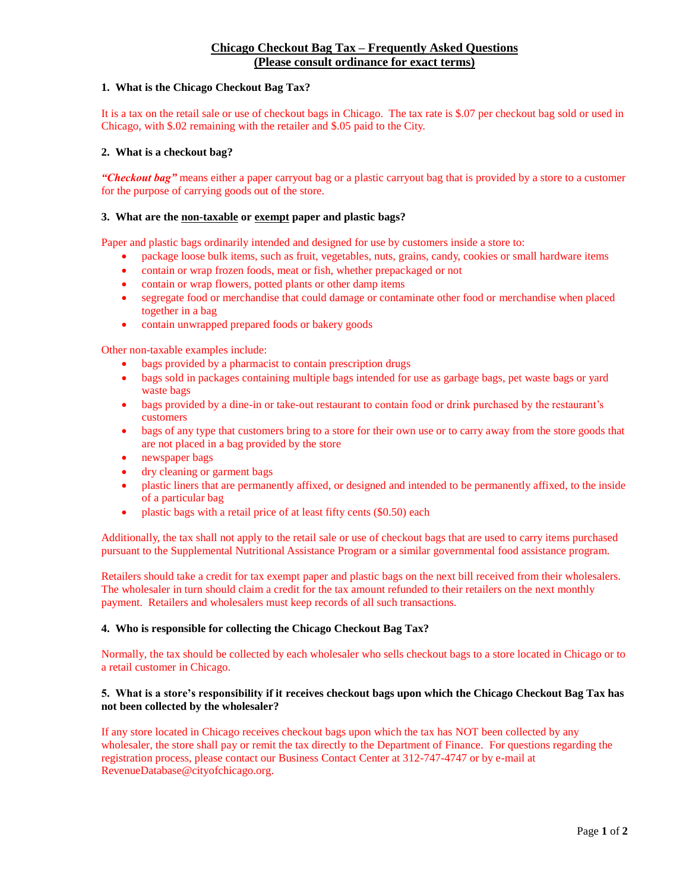# Chicago Checkout Bag Tax – Frequently Asked Questions
## (Please consult ordinance for exact terms)

**1. What is the Chicago Checkout Bag Tax?**

It is a tax on the retail sale or use of checkout bags in Chicago. The tax rate is $.07 per checkout bag sold or used in Chicago, with $.02 remaining with the retailer and $.05 paid to the City.

**2. What is a checkout bag?**

***"Checkout bag"*** means either a paper carryout bag or a plastic carryout bag that is provided by a store to a customer for the purpose of carrying goods out of the store.

**3. What are the non-taxable or exempt paper and plastic bags?**

Paper and plastic bags ordinarily intended and designed for use by customers inside a store to:

- package loose bulk items, such as fruit, vegetables, nuts, grains, candy, cookies or small hardware items
- contain or wrap frozen foods, meat or fish, whether prepackaged or not
- contain or wrap flowers, potted plants or other damp items
- segregate food or merchandise that could damage or contaminate other food or merchandise when placed together in a bag
- contain unwrapped prepared foods or bakery goods

Other non-taxable examples include:

- bags provided by a pharmacist to contain prescription drugs
- bags sold in packages containing multiple bags intended for use as garbage bags, pet waste bags or yard waste bags
- bags provided by a dine-in or take-out restaurant to contain food or drink purchased by the restaurant's customers
- bags of any type that customers bring to a store for their own use or to carry away from the store goods that are not placed in a bag provided by the store
- newspaper bags
- dry cleaning or garment bags
- plastic liners that are permanently affixed, or designed and intended to be permanently affixed, to the inside of a particular bag
- plastic bags with a retail price of at least fifty cents ($0.50) each

Additionally, the tax shall not apply to the retail sale or use of checkout bags that are used to carry items purchased pursuant to the Supplemental Nutritional Assistance Program or a similar governmental food assistance program.

Retailers should take a credit for tax exempt paper and plastic bags on the next bill received from their wholesalers. The wholesaler in turn should claim a credit for the tax amount refunded to their retailers on the next monthly payment. Retailers and wholesalers must keep records of all such transactions.

**4. Who is responsible for collecting the Chicago Checkout Bag Tax?**

Normally, the tax should be collected by each wholesaler who sells checkout bags to a store located in Chicago or to a retail customer in Chicago.

**5. What is a store's responsibility if it receives checkout bags upon which the Chicago Checkout Bag Tax has not been collected by the wholesaler?**

If any store located in Chicago receives checkout bags upon which the tax has NOT been collected by any wholesaler, the store shall pay or remit the tax directly to the Department of Finance. For questions regarding the registration process, please contact our Business Contact Center at 312-747-4747 or by e-mail at RevenueDatabase@cityofchicago.org.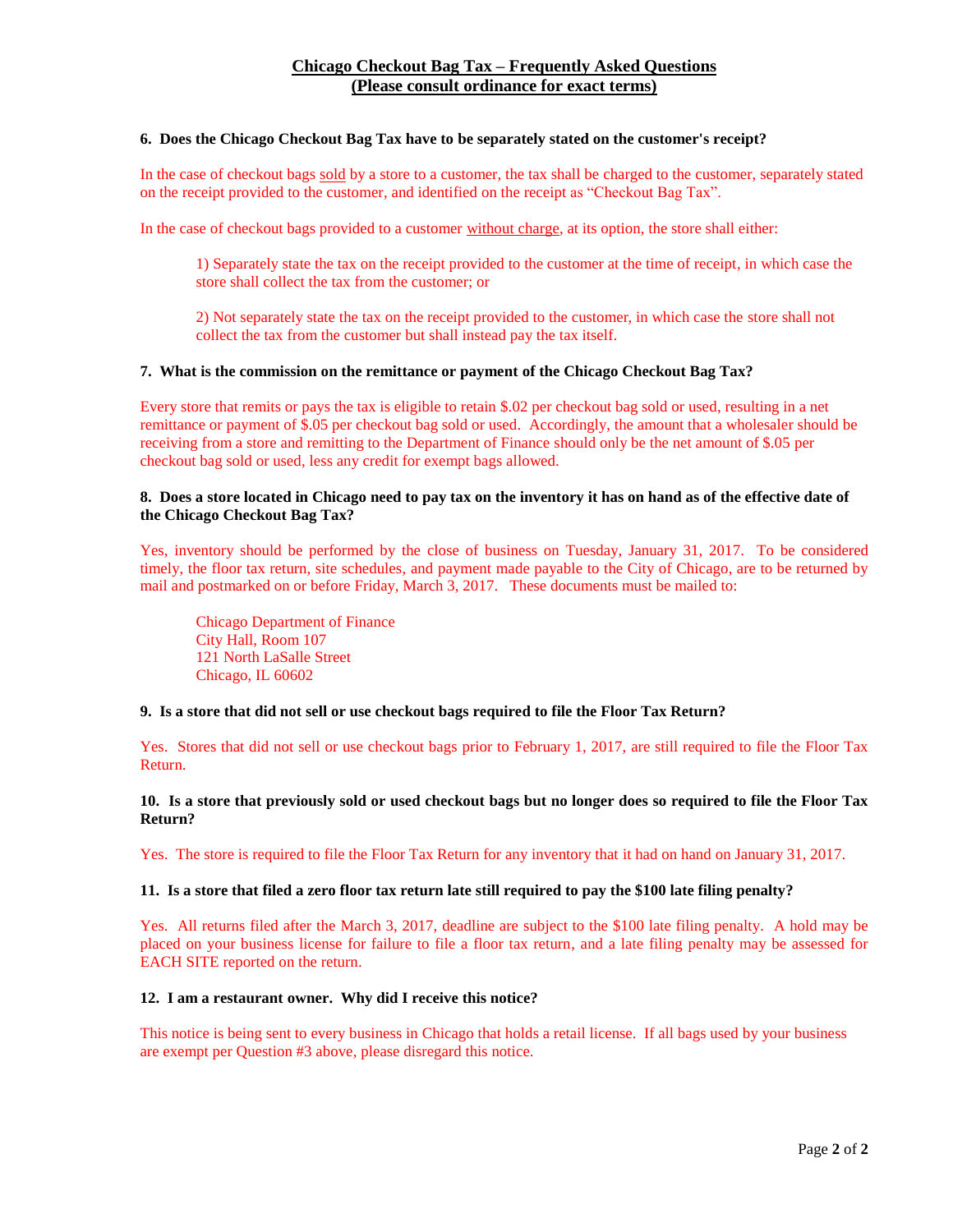## Chicago Checkout Bag Tax – Frequently Asked Questions
## (Please consult ordinance for exact terms)

**6. Does the Chicago Checkout Bag Tax have to be separately stated on the customer's receipt?**

In the case of checkout bags sold by a store to a customer, the tax shall be charged to the customer, separately stated on the receipt provided to the customer, and identified on the receipt as "Checkout Bag Tax".

In the case of checkout bags provided to a customer without charge, at its option, the store shall either:

1) Separately state the tax on the receipt provided to the customer at the time of receipt, in which case the store shall collect the tax from the customer; or

2) Not separately state the tax on the receipt provided to the customer, in which case the store shall not collect the tax from the customer but shall instead pay the tax itself.

**7. What is the commission on the remittance or payment of the Chicago Checkout Bag Tax?**

Every store that remits or pays the tax is eligible to retain $.02 per checkout bag sold or used, resulting in a net remittance or payment of $.05 per checkout bag sold or used. Accordingly, the amount that a wholesaler should be receiving from a store and remitting to the Department of Finance should only be the net amount of $.05 per checkout bag sold or used, less any credit for exempt bags allowed.

**8. Does a store located in Chicago need to pay tax on the inventory it has on hand as of the effective date of the Chicago Checkout Bag Tax?**

Yes, inventory should be performed by the close of business on Tuesday, January 31, 2017. To be considered timely, the floor tax return, site schedules, and payment made payable to the City of Chicago, are to be returned by mail and postmarked on or before Friday, March 3, 2017. These documents must be mailed to:

Chicago Department of Finance
City Hall, Room 107
121 North LaSalle Street
Chicago, IL 60602

**9. Is a store that did not sell or use checkout bags required to file the Floor Tax Return?**

Yes. Stores that did not sell or use checkout bags prior to February 1, 2017, are still required to file the Floor Tax Return.

**10. Is a store that previously sold or used checkout bags but no longer does so required to file the Floor Tax Return?**

Yes. The store is required to file the Floor Tax Return for any inventory that it had on hand on January 31, 2017.

**11. Is a store that filed a zero floor tax return late still required to pay the $100 late filing penalty?**

Yes. All returns filed after the March 3, 2017, deadline are subject to the $100 late filing penalty. A hold may be placed on your business license for failure to file a floor tax return, and a late filing penalty may be assessed for EACH SITE reported on the return.

**12. I am a restaurant owner. Why did I receive this notice?**

This notice is being sent to every business in Chicago that holds a retail license. If all bags used by your business are exempt per Question #3 above, please disregard this notice.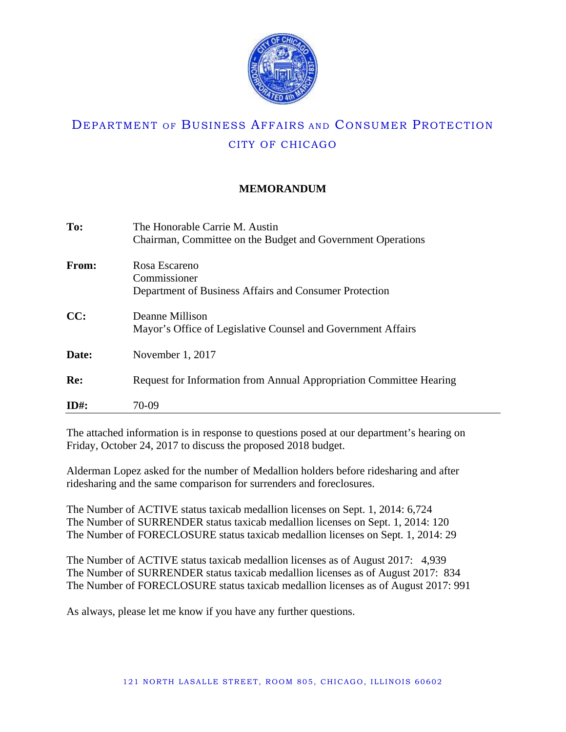DEPARTMENT OF BUSINESS AFFAIRS AND CONSUMER PROTECTION

CITY OF CHICAGO

## MEMORANDUM

| | |
|---|---|
| **To:** | The Honorable Carrie M. Austin<br>Chairman, Committee on the Budget and Government Operations |
| **From:** | Rosa Escareno<br>Commissioner<br>Department of Business Affairs and Consumer Protection |
| **CC:** | Deanne Millison<br>Mayor's Office of Legislative Counsel and Government Affairs |
| **Date:** | November 1, 2017 |
| **Re:** | Request for Information from Annual Appropriation Committee Hearing |
| **ID#:** | 70-09 |

The attached information is in response to questions posed at our department's hearing on Friday, October 24, 2017 to discuss the proposed 2018 budget.

Alderman Lopez asked for the number of Medallion holders before ridesharing and after ridesharing and the same comparison for surrenders and foreclosures.

The Number of ACTIVE status taxicab medallion licenses on Sept. 1, 2014: 6,724
The Number of SURRENDER status taxicab medallion licenses on Sept. 1, 2014: 120
The Number of FORECLOSURE status taxicab medallion licenses on Sept. 1, 2014: 29

The Number of ACTIVE status taxicab medallion licenses as of August 2017: 4,939
The Number of SURRENDER status taxicab medallion licenses as of August 2017: 834
The Number of FORECLOSURE status taxicab medallion licenses as of August 2017: 991

As always, please let me know if you have any further questions.

121 NORTH LASALLE STREET, ROOM 805, CHICAGO, ILLINOIS 60602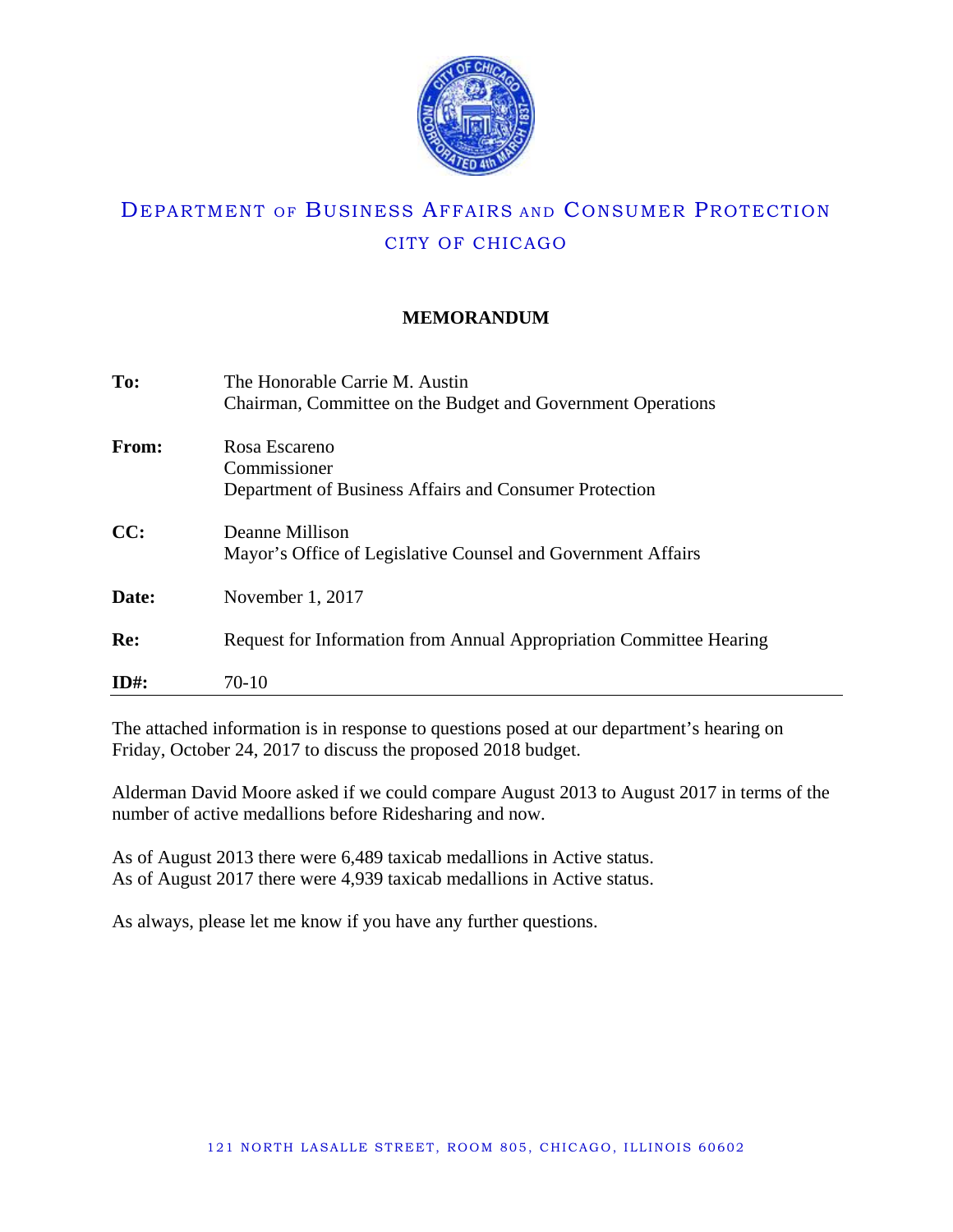# DEPARTMENT OF BUSINESS AFFAIRS AND CONSUMER PROTECTION

## CITY OF CHICAGO

**MEMORANDUM**

**To:** The Honorable Carrie M. Austin
Chairman, Committee on the Budget and Government Operations

**From:** Rosa Escareno
Commissioner
Department of Business Affairs and Consumer Protection

**CC:** Deanne Millison
Mayor's Office of Legislative Counsel and Government Affairs

**Date:** November 1, 2017

**Re:** Request for Information from Annual Appropriation Committee Hearing

**ID#:** 70-10

---

The attached information is in response to questions posed at our department's hearing on Friday, October 24, 2017 to discuss the proposed 2018 budget.

Alderman David Moore asked if we could compare August 2013 to August 2017 in terms of the number of active medallions before Ridesharing and now.

As of August 2013 there were 6,489 taxicab medallions in Active status.
As of August 2017 there were 4,939 taxicab medallions in Active status.

As always, please let me know if you have any further questions.

121 NORTH LASALLE STREET, ROOM 805, CHICAGO, ILLINOIS 60602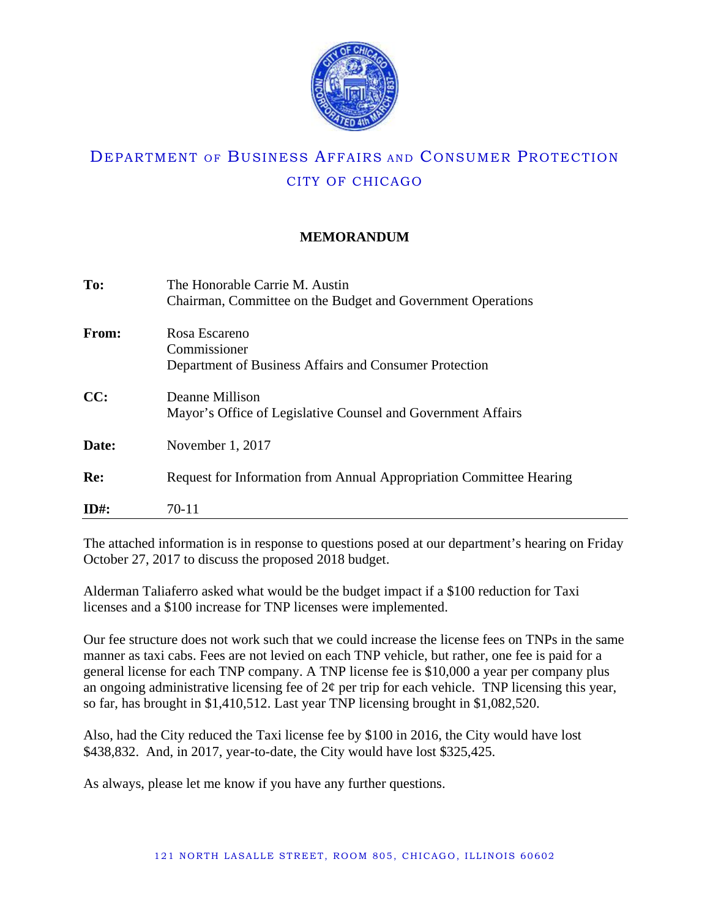# DEPARTMENT OF BUSINESS AFFAIRS AND CONSUMER PROTECTION

## CITY OF CHICAGO

**MEMORANDUM**

| | |
|---|---|
| **To:** | The Honorable Carrie M. Austin<br>Chairman, Committee on the Budget and Government Operations |
| **From:** | Rosa Escareno<br>Commissioner<br>Department of Business Affairs and Consumer Protection |
| **CC:** | Deanne Millison<br>Mayor's Office of Legislative Counsel and Government Affairs |
| **Date:** | November 1, 2017 |
| **Re:** | Request for Information from Annual Appropriation Committee Hearing |
| **ID#:** | 70-11 |

The attached information is in response to questions posed at our department's hearing on Friday October 27, 2017 to discuss the proposed 2018 budget.

Alderman Taliaferro asked what would be the budget impact if a $100 reduction for Taxi licenses and a $100 increase for TNP licenses were implemented.

Our fee structure does not work such that we could increase the license fees on TNPs in the same manner as taxi cabs. Fees are not levied on each TNP vehicle, but rather, one fee is paid for a general license for each TNP company. A TNP license fee is $10,000 a year per company plus an ongoing administrative licensing fee of 2¢ per trip for each vehicle. TNP licensing this year, so far, has brought in $1,410,512. Last year TNP licensing brought in $1,082,520.

Also, had the City reduced the Taxi license fee by $100 in 2016, the City would have lost $438,832. And, in 2017, year-to-date, the City would have lost $325,425.

As always, please let me know if you have any further questions.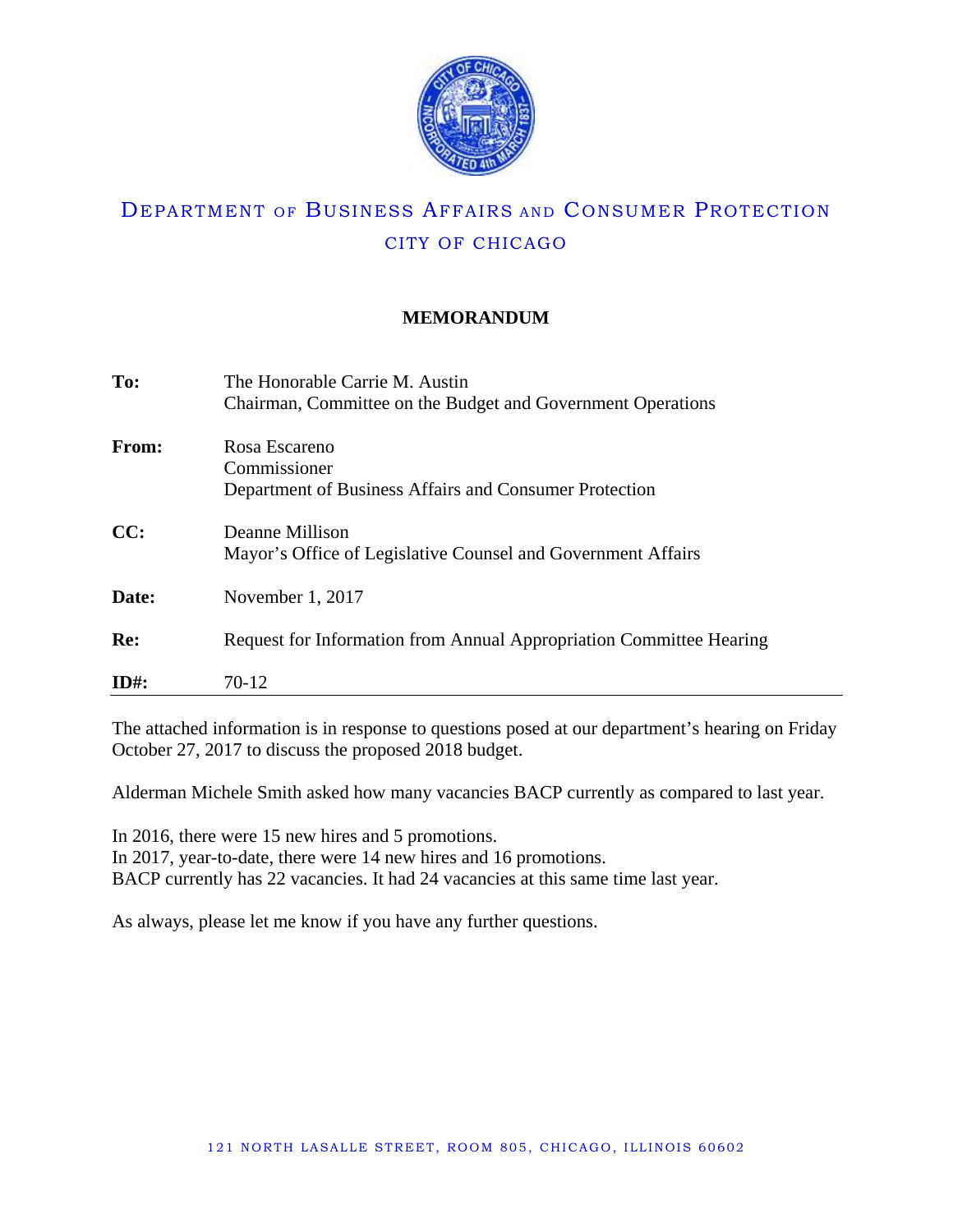# DEPARTMENT OF BUSINESS AFFAIRS AND CONSUMER PROTECTION

## CITY OF CHICAGO

**MEMORANDUM**

**To:** The Honorable Carrie M. Austin
Chairman, Committee on the Budget and Government Operations

**From:** Rosa Escareno
Commissioner
Department of Business Affairs and Consumer Protection

**CC:** Deanne Millison
Mayor's Office of Legislative Counsel and Government Affairs

**Date:** November 1, 2017

**Re:** Request for Information from Annual Appropriation Committee Hearing

**ID#:** 70-12

---

The attached information is in response to questions posed at our department's hearing on Friday October 27, 2017 to discuss the proposed 2018 budget.

Alderman Michele Smith asked how many vacancies BACP currently as compared to last year.

In 2016, there were 15 new hires and 5 promotions.
In 2017, year-to-date, there were 14 new hires and 16 promotions.
BACP currently has 22 vacancies. It had 24 vacancies at this same time last year.

As always, please let me know if you have any further questions.

121 NORTH LASALLE STREET, ROOM 805, CHICAGO, ILLINOIS 60602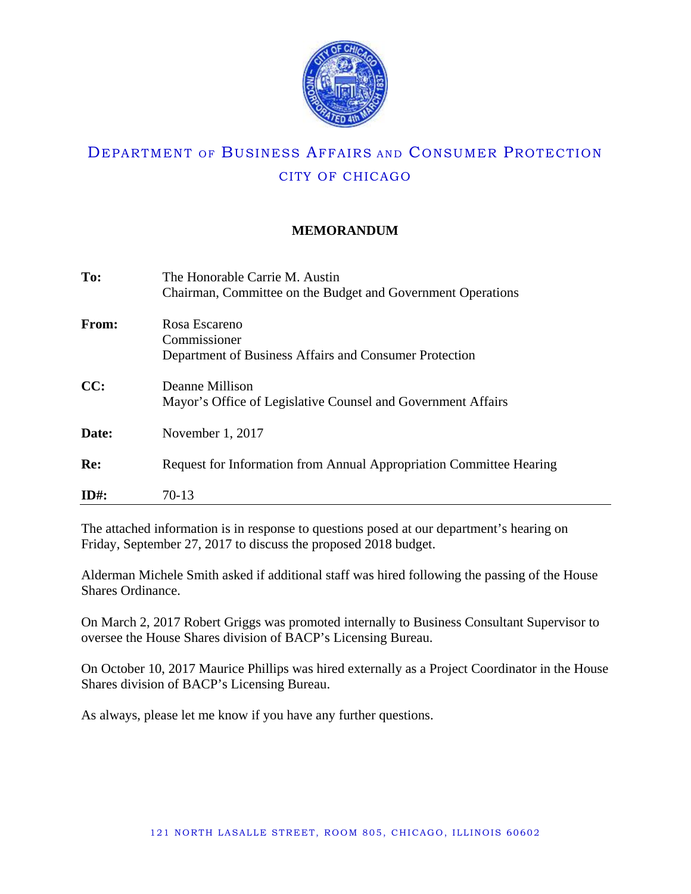# Department of Business Affairs and Consumer Protection

## City of Chicago

**MEMORANDUM**

| | |
|---|---|
| **To:** | The Honorable Carrie M. Austin<br>Chairman, Committee on the Budget and Government Operations |
| **From:** | Rosa Escareno<br>Commissioner<br>Department of Business Affairs and Consumer Protection |
| **CC:** | Deanne Millison<br>Mayor's Office of Legislative Counsel and Government Affairs |
| **Date:** | November 1, 2017 |
| **Re:** | Request for Information from Annual Appropriation Committee Hearing |
| **ID#:** | 70-13 |

The attached information is in response to questions posed at our department's hearing on Friday, September 27, 2017 to discuss the proposed 2018 budget.

Alderman Michele Smith asked if additional staff was hired following the passing of the House Shares Ordinance.

On March 2, 2017 Robert Griggs was promoted internally to Business Consultant Supervisor to oversee the House Shares division of BACP's Licensing Bureau.

On October 10, 2017 Maurice Phillips was hired externally as a Project Coordinator in the House Shares division of BACP's Licensing Bureau.

As always, please let me know if you have any further questions.

121 NORTH LASALLE STREET, ROOM 805, CHICAGO, ILLINOIS 60602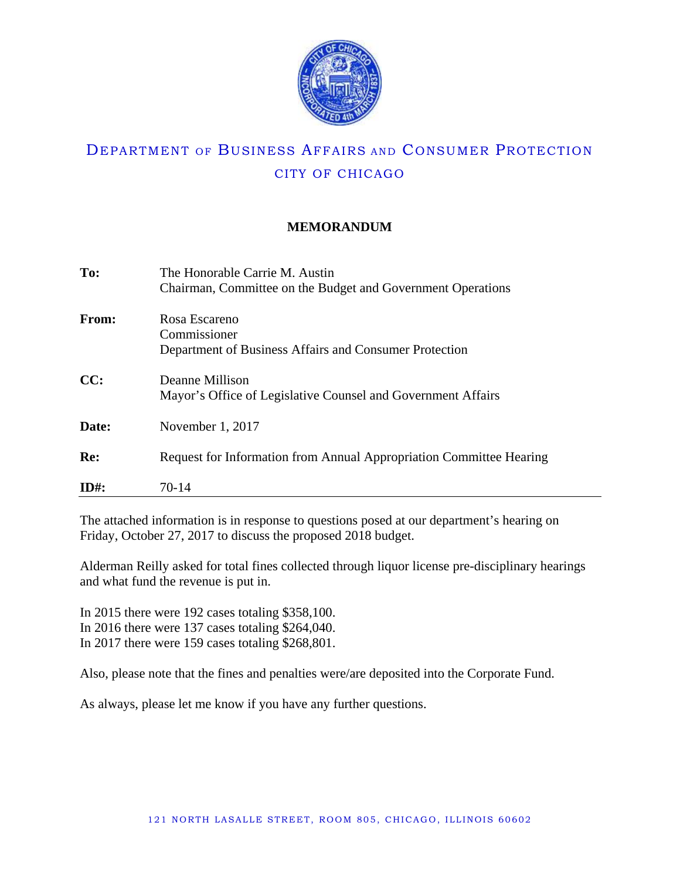# DEPARTMENT OF BUSINESS AFFAIRS AND CONSUMER PROTECTION

CITY OF CHICAGO

**MEMORANDUM**

| | |
|---|---|
| **To:** | The Honorable Carrie M. Austin<br>Chairman, Committee on the Budget and Government Operations |
| **From:** | Rosa Escareno<br>Commissioner<br>Department of Business Affairs and Consumer Protection |
| **CC:** | Deanne Millison<br>Mayor's Office of Legislative Counsel and Government Affairs |
| **Date:** | November 1, 2017 |
| **Re:** | Request for Information from Annual Appropriation Committee Hearing |
| **ID#:** | 70-14 |

The attached information is in response to questions posed at our department's hearing on Friday, October 27, 2017 to discuss the proposed 2018 budget.

Alderman Reilly asked for total fines collected through liquor license pre-disciplinary hearings and what fund the revenue is put in.

In 2015 there were 192 cases totaling $358,100.
In 2016 there were 137 cases totaling $264,040.
In 2017 there were 159 cases totaling $268,801.

Also, please note that the fines and penalties were/are deposited into the Corporate Fund.

As always, please let me know if you have any further questions.

121 NORTH LASALLE STREET, ROOM 805, CHICAGO, ILLINOIS 60602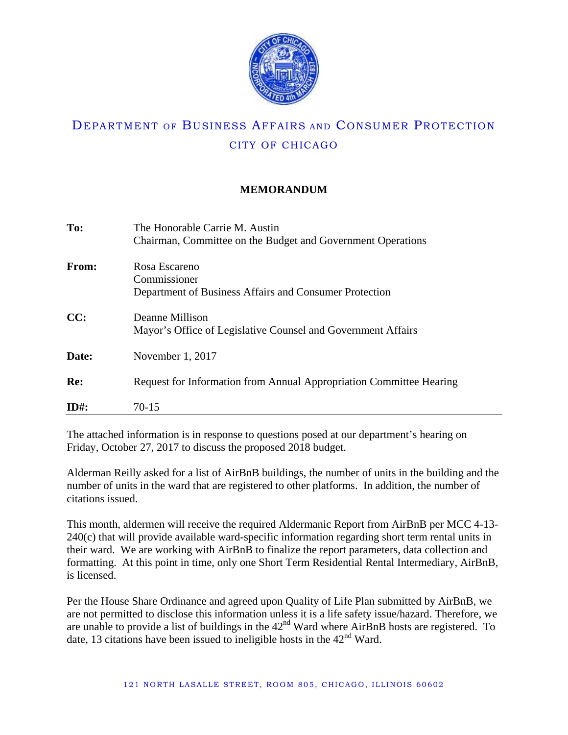# DEPARTMENT OF BUSINESS AFFAIRS AND CONSUMER PROTECTION

## CITY OF CHICAGO

### MEMORANDUM

| | |
|---|---|
| **To:** | The Honorable Carrie M. Austin<br>Chairman, Committee on the Budget and Government Operations |
| **From:** | Rosa Escareno<br>Commissioner<br>Department of Business Affairs and Consumer Protection |
| **CC:** | Deanne Millison<br>Mayor's Office of Legislative Counsel and Government Affairs |
| **Date:** | November 1, 2017 |
| **Re:** | Request for Information from Annual Appropriation Committee Hearing |
| **ID#:** | 70-15 |

The attached information is in response to questions posed at our department's hearing on Friday, October 27, 2017 to discuss the proposed 2018 budget.

Alderman Reilly asked for a list of AirBnB buildings, the number of units in the building and the number of units in the ward that are registered to other platforms. In addition, the number of citations issued.

This month, aldermen will receive the required Aldermanic Report from AirBnB per MCC 4-13-240(c) that will provide available ward-specific information regarding short term rental units in their ward. We are working with AirBnB to finalize the report parameters, data collection and formatting. At this point in time, only one Short Term Residential Rental Intermediary, AirBnB, is licensed.

Per the House Share Ordinance and agreed upon Quality of Life Plan submitted by AirBnB, we are not permitted to disclose this information unless it is a life safety issue/hazard. Therefore, we are unable to provide a list of buildings in the 42nd Ward where AirBnB hosts are registered. To date, 13 citations have been issued to ineligible hosts in the 42nd Ward.

121 NORTH LASALLE STREET, ROOM 805, CHICAGO, ILLINOIS 60602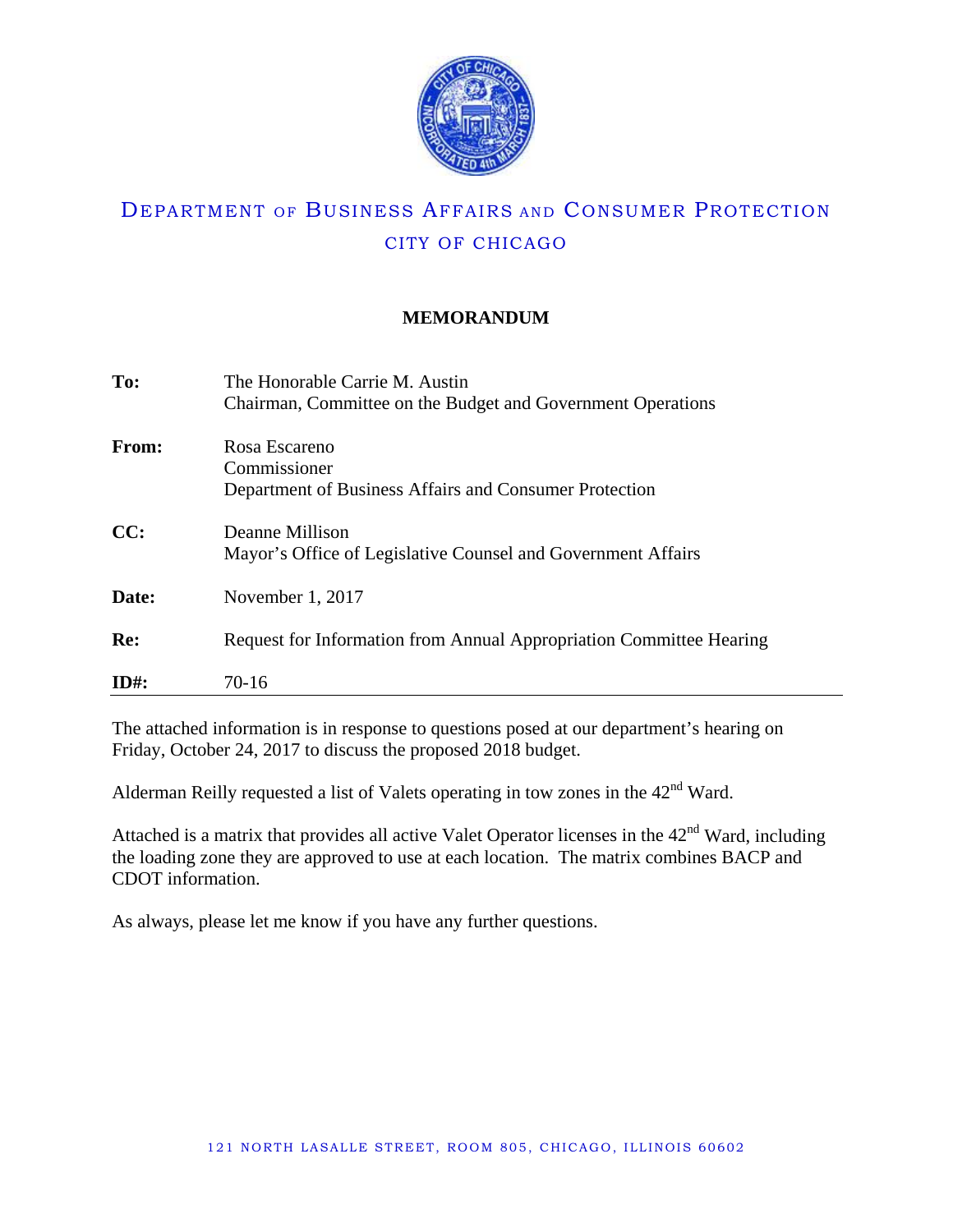# DEPARTMENT OF BUSINESS AFFAIRS AND CONSUMER PROTECTION

## CITY OF CHICAGO

**MEMORANDUM**

| | |
|---|---|
| **To:** | The Honorable Carrie M. Austin<br>Chairman, Committee on the Budget and Government Operations |
| **From:** | Rosa Escareno<br>Commissioner<br>Department of Business Affairs and Consumer Protection |
| **CC:** | Deanne Millison<br>Mayor's Office of Legislative Counsel and Government Affairs |
| **Date:** | November 1, 2017 |
| **Re:** | Request for Information from Annual Appropriation Committee Hearing |
| **ID#:** | 70-16 |

The attached information is in response to questions posed at our department's hearing on Friday, October 24, 2017 to discuss the proposed 2018 budget.

Alderman Reilly requested a list of Valets operating in tow zones in the 42nd Ward.

Attached is a matrix that provides all active Valet Operator licenses in the 42nd Ward, including the loading zone they are approved to use at each location. The matrix combines BACP and CDOT information.

As always, please let me know if you have any further questions.

121 NORTH LASALLE STREET, ROOM 805, CHICAGO, ILLINOIS 60602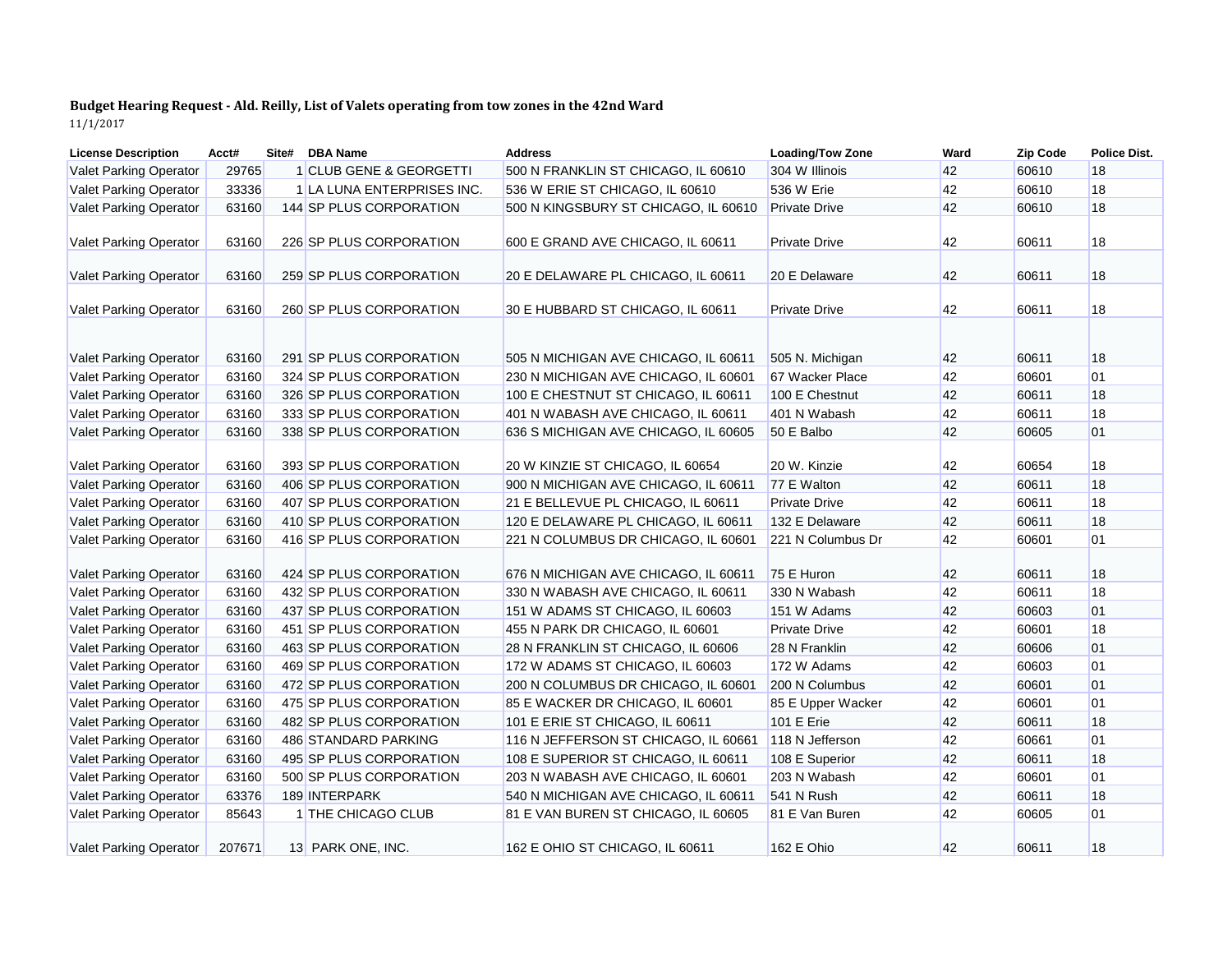**Budget Hearing Request - Ald. Reilly, List of Valets operating from tow zones in the 42nd Ward**

11/1/2017

| License Description | Acct# | Site# | DBA Name | Address | Loading/Tow Zone | Ward | Zip Code | Police Dist. |
|---|---|---|---|---|---|---|---|---|
| Valet Parking Operator | 29765 | 1 | CLUB GENE & GEORGETTI | 500 N FRANKLIN ST CHICAGO, IL 60610 | 304 W Illinois | 42 | 60610 | 18 |
| Valet Parking Operator | 33336 | 1 | LA LUNA ENTERPRISES INC. | 536 W ERIE ST CHICAGO, IL 60610 | 536 W Erie | 42 | 60610 | 18 |
| Valet Parking Operator | 63160 | 144 | SP PLUS CORPORATION | 500 N KINGSBURY ST CHICAGO, IL 60610 | Private Drive | 42 | 60610 | 18 |
| Valet Parking Operator | 63160 | 226 | SP PLUS CORPORATION | 600 E GRAND AVE CHICAGO, IL 60611 | Private Drive | 42 | 60611 | 18 |
| Valet Parking Operator | 63160 | 259 | SP PLUS CORPORATION | 20 E DELAWARE PL CHICAGO, IL 60611 | 20 E Delaware | 42 | 60611 | 18 |
| Valet Parking Operator | 63160 | 260 | SP PLUS CORPORATION | 30 E HUBBARD ST CHICAGO, IL 60611 | Private Drive | 42 | 60611 | 18 |
| Valet Parking Operator | 63160 | 291 | SP PLUS CORPORATION | 505 N MICHIGAN AVE CHICAGO, IL 60611 | 505 N. Michigan | 42 | 60611 | 18 |
| Valet Parking Operator | 63160 | 324 | SP PLUS CORPORATION | 230 N MICHIGAN AVE CHICAGO, IL 60601 | 67 Wacker Place | 42 | 60601 | 01 |
| Valet Parking Operator | 63160 | 326 | SP PLUS CORPORATION | 100 E CHESTNUT ST CHICAGO, IL 60611 | 100 E Chestnut | 42 | 60611 | 18 |
| Valet Parking Operator | 63160 | 333 | SP PLUS CORPORATION | 401 N WABASH AVE CHICAGO, IL 60611 | 401 N Wabash | 42 | 60611 | 18 |
| Valet Parking Operator | 63160 | 338 | SP PLUS CORPORATION | 636 S MICHIGAN AVE CHICAGO, IL 60605 | 50 E Balbo | 42 | 60605 | 01 |
| Valet Parking Operator | 63160 | 393 | SP PLUS CORPORATION | 20 W KINZIE ST CHICAGO, IL 60654 | 20 W. Kinzie | 42 | 60654 | 18 |
| Valet Parking Operator | 63160 | 406 | SP PLUS CORPORATION | 900 N MICHIGAN AVE CHICAGO, IL 60611 | 77 E Walton | 42 | 60611 | 18 |
| Valet Parking Operator | 63160 | 407 | SP PLUS CORPORATION | 21 E BELLEVUE PL CHICAGO, IL 60611 | Private Drive | 42 | 60611 | 18 |
| Valet Parking Operator | 63160 | 410 | SP PLUS CORPORATION | 120 E DELAWARE PL CHICAGO, IL 60611 | 132 E Delaware | 42 | 60611 | 18 |
| Valet Parking Operator | 63160 | 416 | SP PLUS CORPORATION | 221 N COLUMBUS DR CHICAGO, IL 60601 | 221 N Columbus Dr | 42 | 60601 | 01 |
| Valet Parking Operator | 63160 | 424 | SP PLUS CORPORATION | 676 N MICHIGAN AVE CHICAGO, IL 60611 | 75 E Huron | 42 | 60611 | 18 |
| Valet Parking Operator | 63160 | 432 | SP PLUS CORPORATION | 330 N WABASH AVE CHICAGO, IL 60611 | 330 N Wabash | 42 | 60611 | 18 |
| Valet Parking Operator | 63160 | 437 | SP PLUS CORPORATION | 151 W ADAMS ST CHICAGO, IL 60603 | 151 W Adams | 42 | 60603 | 01 |
| Valet Parking Operator | 63160 | 451 | SP PLUS CORPORATION | 455 N PARK DR CHICAGO, IL 60601 | Private Drive | 42 | 60601 | 18 |
| Valet Parking Operator | 63160 | 463 | SP PLUS CORPORATION | 28 N FRANKLIN ST CHICAGO, IL 60606 | 28 N Franklin | 42 | 60606 | 01 |
| Valet Parking Operator | 63160 | 469 | SP PLUS CORPORATION | 172 W ADAMS ST CHICAGO, IL 60603 | 172 W Adams | 42 | 60603 | 01 |
| Valet Parking Operator | 63160 | 472 | SP PLUS CORPORATION | 200 N COLUMBUS DR CHICAGO, IL 60601 | 200 N Columbus | 42 | 60601 | 01 |
| Valet Parking Operator | 63160 | 475 | SP PLUS CORPORATION | 85 E WACKER DR CHICAGO, IL 60601 | 85 E Upper Wacker | 42 | 60601 | 01 |
| Valet Parking Operator | 63160 | 482 | SP PLUS CORPORATION | 101 E ERIE ST CHICAGO, IL 60611 | 101 E Erie | 42 | 60611 | 18 |
| Valet Parking Operator | 63160 | 486 | STANDARD PARKING | 116 N JEFFERSON ST CHICAGO, IL 60661 | 118 N Jefferson | 42 | 60661 | 01 |
| Valet Parking Operator | 63160 | 495 | SP PLUS CORPORATION | 108 E SUPERIOR ST CHICAGO, IL 60611 | 108 E Superior | 42 | 60611 | 18 |
| Valet Parking Operator | 63160 | 500 | SP PLUS CORPORATION | 203 N WABASH AVE CHICAGO, IL 60601 | 203 N Wabash | 42 | 60601 | 01 |
| Valet Parking Operator | 63376 | 189 | INTERPARK | 540 N MICHIGAN AVE CHICAGO, IL 60611 | 541 N Rush | 42 | 60611 | 18 |
| Valet Parking Operator | 85643 | 1 | THE CHICAGO CLUB | 81 E VAN BUREN ST CHICAGO, IL 60605 | 81 E Van Buren | 42 | 60605 | 01 |
| Valet Parking Operator | 207671 | 13 | PARK ONE, INC. | 162 E OHIO ST CHICAGO, IL 60611 | 162 E Ohio | 42 | 60611 | 18 |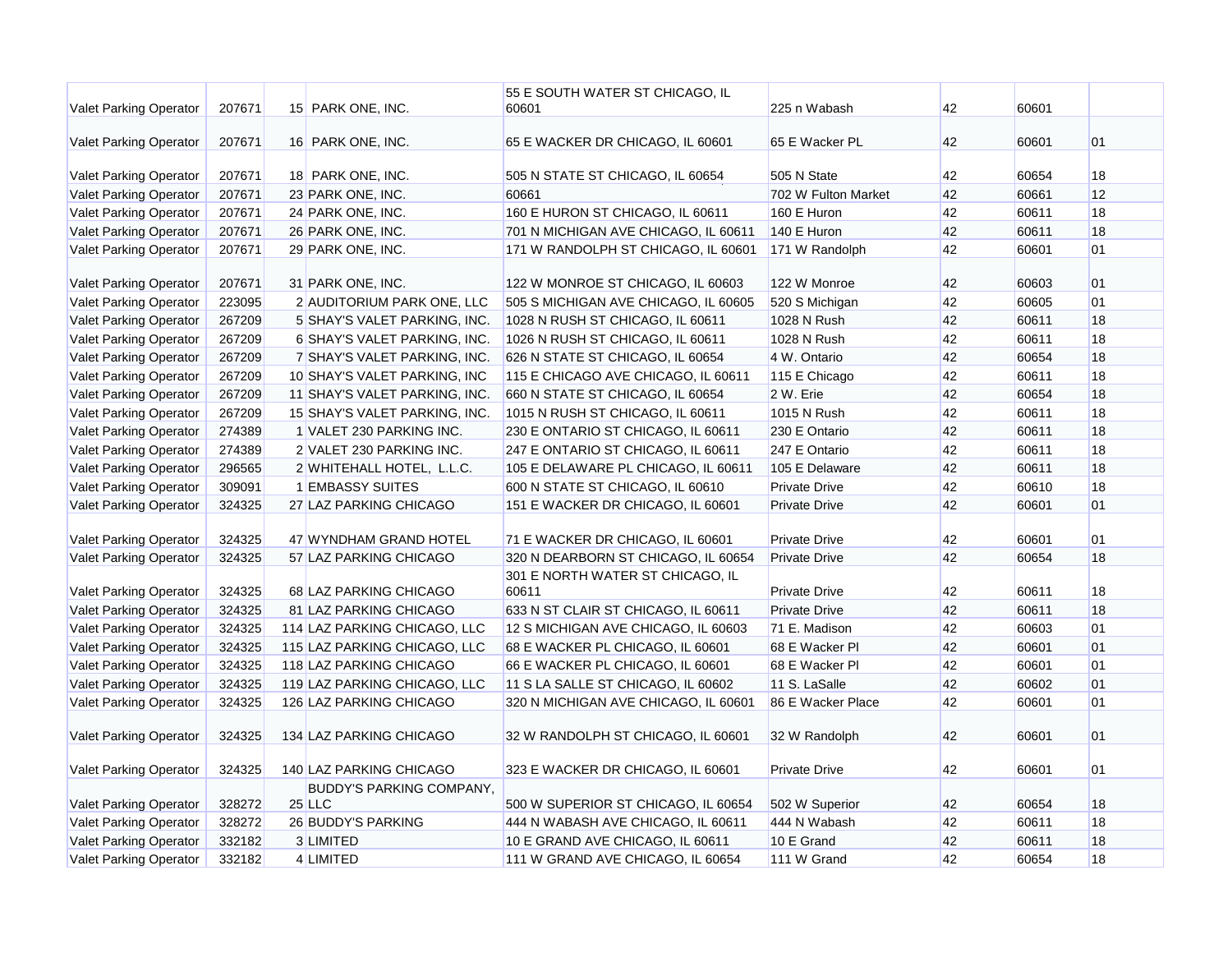| | | | | | | | | |
|---|---|---|---|---|---|---|---|---|
| Valet Parking Operator | 207671 | 15 | PARK ONE, INC. | 55 E SOUTH WATER ST CHICAGO, IL 60601 | 225 n Wabash | 42 | 60601 | |
| Valet Parking Operator | 207671 | 16 | PARK ONE, INC. | 65 E WACKER DR CHICAGO, IL 60601 | 65 E Wacker PL | 42 | 60601 | 01 |
| Valet Parking Operator | 207671 | 18 | PARK ONE, INC. | 505 N STATE ST CHICAGO, IL 60654 | 505 N State | 42 | 60654 | 18 |
| Valet Parking Operator | 207671 | 23 | PARK ONE, INC. | 60661 | 702 W Fulton Market | 42 | 60661 | 12 |
| Valet Parking Operator | 207671 | 24 | PARK ONE, INC. | 160 E HURON ST CHICAGO, IL 60611 | 160 E Huron | 42 | 60611 | 18 |
| Valet Parking Operator | 207671 | 26 | PARK ONE, INC. | 701 N MICHIGAN AVE CHICAGO, IL 60611 | 140 E Huron | 42 | 60611 | 18 |
| Valet Parking Operator | 207671 | 29 | PARK ONE, INC. | 171 W RANDOLPH ST CHICAGO, IL 60601 | 171 W Randolph | 42 | 60601 | 01 |
| Valet Parking Operator | 207671 | 31 | PARK ONE, INC. | 122 W MONROE ST CHICAGO, IL 60603 | 122 W Monroe | 42 | 60603 | 01 |
| Valet Parking Operator | 223095 | 2 | AUDITORIUM PARK ONE, LLC | 505 S MICHIGAN AVE CHICAGO, IL 60605 | 520 S Michigan | 42 | 60605 | 01 |
| Valet Parking Operator | 267209 | 5 | SHAY'S VALET PARKING, INC. | 1028 N RUSH ST CHICAGO, IL 60611 | 1028 N Rush | 42 | 60611 | 18 |
| Valet Parking Operator | 267209 | 6 | SHAY'S VALET PARKING, INC. | 1026 N RUSH ST CHICAGO, IL 60611 | 1028 N Rush | 42 | 60611 | 18 |
| Valet Parking Operator | 267209 | 7 | SHAY'S VALET PARKING, INC. | 626 N STATE ST CHICAGO, IL 60654 | 4 W. Ontario | 42 | 60654 | 18 |
| Valet Parking Operator | 267209 | 10 | SHAY'S VALET PARKING, INC | 115 E CHICAGO AVE CHICAGO, IL 60611 | 115 E Chicago | 42 | 60611 | 18 |
| Valet Parking Operator | 267209 | 11 | SHAY'S VALET PARKING, INC. | 660 N STATE ST CHICAGO, IL 60654 | 2 W. Erie | 42 | 60654 | 18 |
| Valet Parking Operator | 267209 | 15 | SHAY'S VALET PARKING, INC. | 1015 N RUSH ST CHICAGO, IL 60611 | 1015 N Rush | 42 | 60611 | 18 |
| Valet Parking Operator | 274389 | 1 | VALET 230 PARKING INC. | 230 E ONTARIO ST CHICAGO, IL 60611 | 230 E Ontario | 42 | 60611 | 18 |
| Valet Parking Operator | 274389 | 2 | VALET 230 PARKING INC. | 247 E ONTARIO ST CHICAGO, IL 60611 | 247 E Ontario | 42 | 60611 | 18 |
| Valet Parking Operator | 296565 | 2 | WHITEHALL HOTEL, L.L.C. | 105 E DELAWARE PL CHICAGO, IL 60611 | 105 E Delaware | 42 | 60611 | 18 |
| Valet Parking Operator | 309091 | 1 | EMBASSY SUITES | 600 N STATE ST CHICAGO, IL 60610 | Private Drive | 42 | 60610 | 18 |
| Valet Parking Operator | 324325 | 27 | LAZ PARKING CHICAGO | 151 E WACKER DR CHICAGO, IL 60601 | Private Drive | 42 | 60601 | 01 |
| Valet Parking Operator | 324325 | 47 | WYNDHAM GRAND HOTEL | 71 E WACKER DR CHICAGO, IL 60601 | Private Drive | 42 | 60601 | 01 |
| Valet Parking Operator | 324325 | 57 | LAZ PARKING CHICAGO | 320 N DEARBORN ST CHICAGO, IL 60654 | Private Drive | 42 | 60654 | 18 |
| Valet Parking Operator | 324325 | 68 | LAZ PARKING CHICAGO | 301 E NORTH WATER ST CHICAGO, IL 60611 | Private Drive | 42 | 60611 | 18 |
| Valet Parking Operator | 324325 | 81 | LAZ PARKING CHICAGO | 633 N ST CLAIR ST CHICAGO, IL 60611 | Private Drive | 42 | 60611 | 18 |
| Valet Parking Operator | 324325 | 114 | LAZ PARKING CHICAGO, LLC | 12 S MICHIGAN AVE CHICAGO, IL 60603 | 71 E. Madison | 42 | 60603 | 01 |
| Valet Parking Operator | 324325 | 115 | LAZ PARKING CHICAGO, LLC | 68 E WACKER PL CHICAGO, IL 60601 | 68 E Wacker Pl | 42 | 60601 | 01 |
| Valet Parking Operator | 324325 | 118 | LAZ PARKING CHICAGO | 66 E WACKER PL CHICAGO, IL 60601 | 68 E Wacker Pl | 42 | 60601 | 01 |
| Valet Parking Operator | 324325 | 119 | LAZ PARKING CHICAGO, LLC | 11 S LA SALLE ST CHICAGO, IL 60602 | 11 S. LaSalle | 42 | 60602 | 01 |
| Valet Parking Operator | 324325 | 126 | LAZ PARKING CHICAGO | 320 N MICHIGAN AVE CHICAGO, IL 60601 | 86 E Wacker Place | 42 | 60601 | 01 |
| Valet Parking Operator | 324325 | 134 | LAZ PARKING CHICAGO | 32 W RANDOLPH ST CHICAGO, IL 60601 | 32 W Randolph | 42 | 60601 | 01 |
| Valet Parking Operator | 324325 | 140 | LAZ PARKING CHICAGO | 323 E WACKER DR CHICAGO, IL 60601 | Private Drive | 42 | 60601 | 01 |
| Valet Parking Operator | 328272 | 25 | BUDDY'S PARKING COMPANY, LLC | 500 W SUPERIOR ST CHICAGO, IL 60654 | 502 W Superior | 42 | 60654 | 18 |
| Valet Parking Operator | 328272 | 26 | BUDDY'S PARKING | 444 N WABASH AVE CHICAGO, IL 60611 | 444 N Wabash | 42 | 60611 | 18 |
| Valet Parking Operator | 332182 | 3 | LIMITED | 10 E GRAND AVE CHICAGO, IL 60611 | 10 E Grand | 42 | 60611 | 18 |
| Valet Parking Operator | 332182 | 4 | LIMITED | 111 W GRAND AVE CHICAGO, IL 60654 | 111 W Grand | 42 | 60654 | 18 |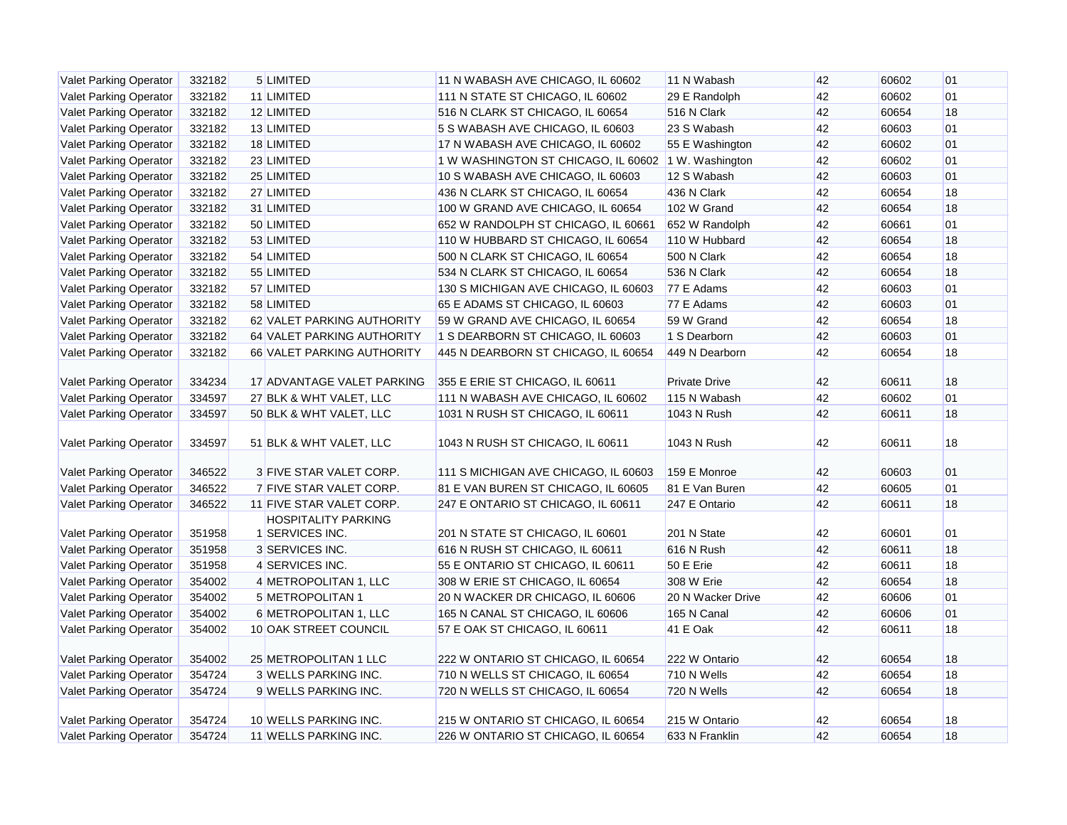| | | | | | | | | |
|---|---|---|---|---|---|---|---|---|
| Valet Parking Operator | 332182 | 5 | LIMITED | 11 N WABASH AVE CHICAGO, IL 60602 | 11 N Wabash | 42 | 60602 | 01 |
| Valet Parking Operator | 332182 | 11 | LIMITED | 111 N STATE ST CHICAGO, IL 60602 | 29 E Randolph | 42 | 60602 | 01 |
| Valet Parking Operator | 332182 | 12 | LIMITED | 516 N CLARK ST CHICAGO, IL 60654 | 516 N Clark | 42 | 60654 | 18 |
| Valet Parking Operator | 332182 | 13 | LIMITED | 5 S WABASH AVE CHICAGO, IL 60603 | 23 S Wabash | 42 | 60603 | 01 |
| Valet Parking Operator | 332182 | 18 | LIMITED | 17 N WABASH AVE CHICAGO, IL 60602 | 55 E Washington | 42 | 60602 | 01 |
| Valet Parking Operator | 332182 | 23 | LIMITED | 1 W WASHINGTON ST CHICAGO, IL 60602 | 1 W. Washington | 42 | 60602 | 01 |
| Valet Parking Operator | 332182 | 25 | LIMITED | 10 S WABASH AVE CHICAGO, IL 60603 | 12 S Wabash | 42 | 60603 | 01 |
| Valet Parking Operator | 332182 | 27 | LIMITED | 436 N CLARK ST CHICAGO, IL 60654 | 436 N Clark | 42 | 60654 | 18 |
| Valet Parking Operator | 332182 | 31 | LIMITED | 100 W GRAND AVE CHICAGO, IL 60654 | 102 W Grand | 42 | 60654 | 18 |
| Valet Parking Operator | 332182 | 50 | LIMITED | 652 W RANDOLPH ST CHICAGO, IL 60661 | 652 W Randolph | 42 | 60661 | 01 |
| Valet Parking Operator | 332182 | 53 | LIMITED | 110 W HUBBARD ST CHICAGO, IL 60654 | 110 W Hubbard | 42 | 60654 | 18 |
| Valet Parking Operator | 332182 | 54 | LIMITED | 500 N CLARK ST CHICAGO, IL 60654 | 500 N Clark | 42 | 60654 | 18 |
| Valet Parking Operator | 332182 | 55 | LIMITED | 534 N CLARK ST CHICAGO, IL 60654 | 536 N Clark | 42 | 60654 | 18 |
| Valet Parking Operator | 332182 | 57 | LIMITED | 130 S MICHIGAN AVE CHICAGO, IL 60603 | 77 E Adams | 42 | 60603 | 01 |
| Valet Parking Operator | 332182 | 58 | LIMITED | 65 E ADAMS ST CHICAGO, IL 60603 | 77 E Adams | 42 | 60603 | 01 |
| Valet Parking Operator | 332182 | 62 | VALET PARKING AUTHORITY | 59 W GRAND AVE CHICAGO, IL 60654 | 59 W Grand | 42 | 60654 | 18 |
| Valet Parking Operator | 332182 | 64 | VALET PARKING AUTHORITY | 1 S DEARBORN ST CHICAGO, IL 60603 | 1 S Dearborn | 42 | 60603 | 01 |
| Valet Parking Operator | 332182 | 66 | VALET PARKING AUTHORITY | 445 N DEARBORN ST CHICAGO, IL 60654 | 449 N Dearborn | 42 | 60654 | 18 |
| Valet Parking Operator | 334234 | 17 | ADVANTAGE VALET PARKING | 355 E ERIE ST CHICAGO, IL 60611 | Private Drive | 42 | 60611 | 18 |
| Valet Parking Operator | 334597 | 27 | BLK & WHT VALET, LLC | 111 N WABASH AVE CHICAGO, IL 60602 | 115 N Wabash | 42 | 60602 | 01 |
| Valet Parking Operator | 334597 | 50 | BLK & WHT VALET, LLC | 1031 N RUSH ST CHICAGO, IL 60611 | 1043 N Rush | 42 | 60611 | 18 |
| Valet Parking Operator | 334597 | 51 | BLK & WHT VALET, LLC | 1043 N RUSH ST CHICAGO, IL 60611 | 1043 N Rush | 42 | 60611 | 18 |
| Valet Parking Operator | 346522 | 3 | FIVE STAR VALET CORP. | 111 S MICHIGAN AVE CHICAGO, IL 60603 | 159 E Monroe | 42 | 60603 | 01 |
| Valet Parking Operator | 346522 | 7 | FIVE STAR VALET CORP. | 81 E VAN BUREN ST CHICAGO, IL 60605 | 81 E Van Buren | 42 | 60605 | 01 |
| Valet Parking Operator | 346522 | 11 | FIVE STAR VALET CORP. | 247 E ONTARIO ST CHICAGO, IL 60611 | 247 E Ontario | 42 | 60611 | 18 |
| Valet Parking Operator | 351958 | 1 | HOSPITALITY PARKING SERVICES INC. | 201 N STATE ST CHICAGO, IL 60601 | 201 N State | 42 | 60601 | 01 |
| Valet Parking Operator | 351958 | 3 | SERVICES INC. | 616 N RUSH ST CHICAGO, IL 60611 | 616 N Rush | 42 | 60611 | 18 |
| Valet Parking Operator | 351958 | 4 | SERVICES INC. | 55 E ONTARIO ST CHICAGO, IL 60611 | 50 E Erie | 42 | 60611 | 18 |
| Valet Parking Operator | 354002 | 4 | METROPOLITAN 1, LLC | 308 W ERIE ST CHICAGO, IL 60654 | 308 W Erie | 42 | 60654 | 18 |
| Valet Parking Operator | 354002 | 5 | METROPOLITAN 1 | 20 N WACKER DR CHICAGO, IL 60606 | 20 N Wacker Drive | 42 | 60606 | 01 |
| Valet Parking Operator | 354002 | 6 | METROPOLITAN 1, LLC | 165 N CANAL ST CHICAGO, IL 60606 | 165 N Canal | 42 | 60606 | 01 |
| Valet Parking Operator | 354002 | 10 | OAK STREET COUNCIL | 57 E OAK ST CHICAGO, IL 60611 | 41 E Oak | 42 | 60611 | 18 |
| Valet Parking Operator | 354002 | 25 | METROPOLITAN 1 LLC | 222 W ONTARIO ST CHICAGO, IL 60654 | 222 W Ontario | 42 | 60654 | 18 |
| Valet Parking Operator | 354724 | 3 | WELLS PARKING INC. | 710 N WELLS ST CHICAGO, IL 60654 | 710 N Wells | 42 | 60654 | 18 |
| Valet Parking Operator | 354724 | 9 | WELLS PARKING INC. | 720 N WELLS ST CHICAGO, IL 60654 | 720 N Wells | 42 | 60654 | 18 |
| Valet Parking Operator | 354724 | 10 | WELLS PARKING INC. | 215 W ONTARIO ST CHICAGO, IL 60654 | 215 W Ontario | 42 | 60654 | 18 |
| Valet Parking Operator | 354724 | 11 | WELLS PARKING INC. | 226 W ONTARIO ST CHICAGO, IL 60654 | 633 N Franklin | 42 | 60654 | 18 |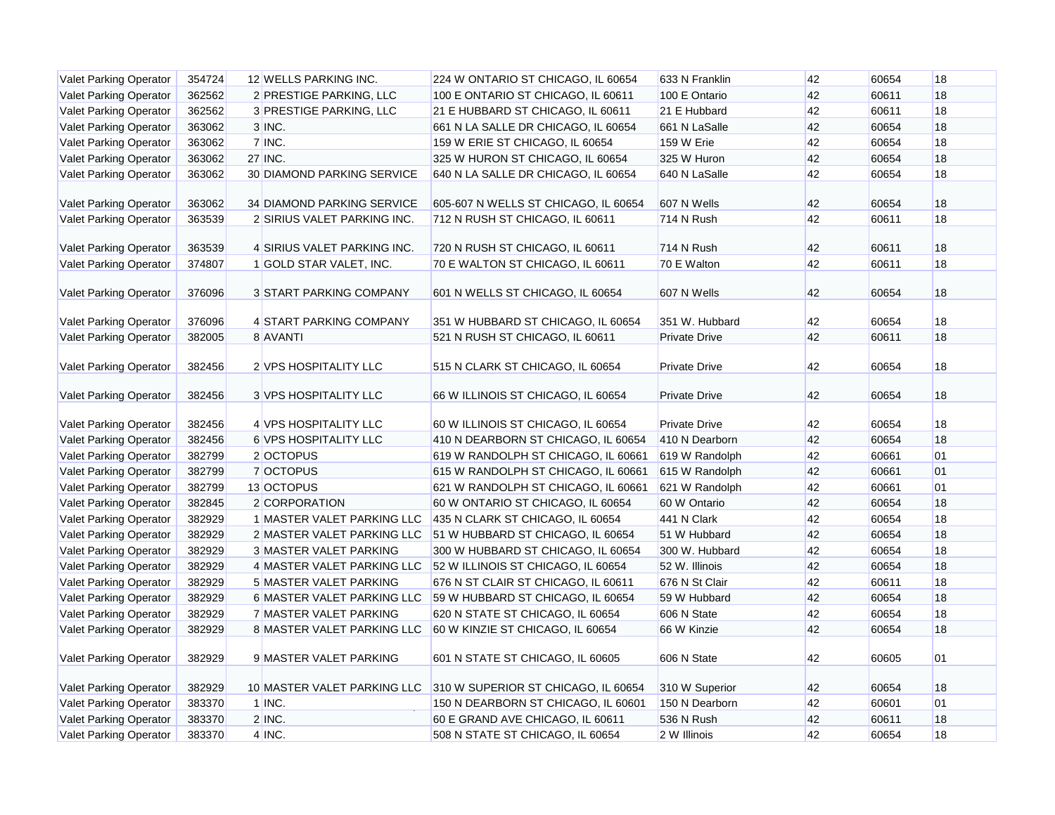| | | | | | | | | |
|---|---|---|---|---|---|---|---|---|
| Valet Parking Operator | 354724 | 12 | WELLS PARKING INC. | 224 W ONTARIO ST CHICAGO, IL 60654 | 633 N Franklin | 42 | 60654 | 18 |
| Valet Parking Operator | 362562 | 2 | PRESTIGE PARKING, LLC | 100 E ONTARIO ST CHICAGO, IL 60611 | 100 E Ontario | 42 | 60611 | 18 |
| Valet Parking Operator | 362562 | 3 | PRESTIGE PARKING, LLC | 21 E HUBBARD ST CHICAGO, IL 60611 | 21 E Hubbard | 42 | 60611 | 18 |
| Valet Parking Operator | 363062 | 3 | INC. | 661 N LA SALLE DR CHICAGO, IL 60654 | 661 N LaSalle | 42 | 60654 | 18 |
| Valet Parking Operator | 363062 | 7 | INC. | 159 W ERIE ST CHICAGO, IL 60654 | 159 W Erie | 42 | 60654 | 18 |
| Valet Parking Operator | 363062 | 27 | INC. | 325 W HURON ST CHICAGO, IL 60654 | 325 W Huron | 42 | 60654 | 18 |
| Valet Parking Operator | 363062 | 30 | DIAMOND PARKING SERVICE | 640 N LA SALLE DR CHICAGO, IL 60654 | 640 N LaSalle | 42 | 60654 | 18 |
| Valet Parking Operator | 363062 | 34 | DIAMOND PARKING SERVICE | 605-607 N WELLS ST CHICAGO, IL 60654 | 607 N Wells | 42 | 60654 | 18 |
| Valet Parking Operator | 363539 | 2 | SIRIUS VALET PARKING INC. | 712 N RUSH ST CHICAGO, IL 60611 | 714 N Rush | 42 | 60611 | 18 |
| Valet Parking Operator | 363539 | 4 | SIRIUS VALET PARKING INC. | 720 N RUSH ST CHICAGO, IL 60611 | 714 N Rush | 42 | 60611 | 18 |
| Valet Parking Operator | 374807 | 1 | GOLD STAR VALET, INC. | 70 E WALTON ST CHICAGO, IL 60611 | 70 E Walton | 42 | 60611 | 18 |
| Valet Parking Operator | 376096 | 3 | START PARKING COMPANY | 601 N WELLS ST CHICAGO, IL 60654 | 607 N Wells | 42 | 60654 | 18 |
| Valet Parking Operator | 376096 | 4 | START PARKING COMPANY | 351 W HUBBARD ST CHICAGO, IL 60654 | 351 W. Hubbard | 42 | 60654 | 18 |
| Valet Parking Operator | 382005 | 8 | AVANTI | 521 N RUSH ST CHICAGO, IL 60611 | Private Drive | 42 | 60611 | 18 |
| Valet Parking Operator | 382456 | 2 | VPS HOSPITALITY LLC | 515 N CLARK ST CHICAGO, IL 60654 | Private Drive | 42 | 60654 | 18 |
| Valet Parking Operator | 382456 | 3 | VPS HOSPITALITY LLC | 66 W ILLINOIS ST CHICAGO, IL 60654 | Private Drive | 42 | 60654 | 18 |
| Valet Parking Operator | 382456 | 4 | VPS HOSPITALITY LLC | 60 W ILLINOIS ST CHICAGO, IL 60654 | Private Drive | 42 | 60654 | 18 |
| Valet Parking Operator | 382456 | 6 | VPS HOSPITALITY LLC | 410 N DEARBORN ST CHICAGO, IL 60654 | 410 N Dearborn | 42 | 60654 | 18 |
| Valet Parking Operator | 382799 | 2 | OCTOPUS | 619 W RANDOLPH ST CHICAGO, IL 60661 | 619 W Randolph | 42 | 60661 | 01 |
| Valet Parking Operator | 382799 | 7 | OCTOPUS | 615 W RANDOLPH ST CHICAGO, IL 60661 | 615 W Randolph | 42 | 60661 | 01 |
| Valet Parking Operator | 382799 | 13 | OCTOPUS | 621 W RANDOLPH ST CHICAGO, IL 60661 | 621 W Randolph | 42 | 60661 | 01 |
| Valet Parking Operator | 382845 | 2 | CORPORATION | 60 W ONTARIO ST CHICAGO, IL 60654 | 60 W Ontario | 42 | 60654 | 18 |
| Valet Parking Operator | 382929 | 1 | MASTER VALET PARKING LLC | 435 N CLARK ST CHICAGO, IL 60654 | 441 N Clark | 42 | 60654 | 18 |
| Valet Parking Operator | 382929 | 2 | MASTER VALET PARKING LLC | 51 W HUBBARD ST CHICAGO, IL 60654 | 51 W Hubbard | 42 | 60654 | 18 |
| Valet Parking Operator | 382929 | 3 | MASTER VALET PARKING | 300 W HUBBARD ST CHICAGO, IL 60654 | 300 W. Hubbard | 42 | 60654 | 18 |
| Valet Parking Operator | 382929 | 4 | MASTER VALET PARKING LLC | 52 W ILLINOIS ST CHICAGO, IL 60654 | 52 W. Illinois | 42 | 60654 | 18 |
| Valet Parking Operator | 382929 | 5 | MASTER VALET PARKING | 676 N ST CLAIR ST CHICAGO, IL 60611 | 676 N St Clair | 42 | 60611 | 18 |
| Valet Parking Operator | 382929 | 6 | MASTER VALET PARKING LLC | 59 W HUBBARD ST CHICAGO, IL 60654 | 59 W Hubbard | 42 | 60654 | 18 |
| Valet Parking Operator | 382929 | 7 | MASTER VALET PARKING | 620 N STATE ST CHICAGO, IL 60654 | 606 N State | 42 | 60654 | 18 |
| Valet Parking Operator | 382929 | 8 | MASTER VALET PARKING LLC | 60 W KINZIE ST CHICAGO, IL 60654 | 66 W Kinzie | 42 | 60654 | 18 |
| Valet Parking Operator | 382929 | 9 | MASTER VALET PARKING | 601 N STATE ST CHICAGO, IL 60605 | 606 N State | 42 | 60605 | 01 |
| Valet Parking Operator | 382929 | 10 | MASTER VALET PARKING LLC | 310 W SUPERIOR ST CHICAGO, IL 60654 | 310 W Superior | 42 | 60654 | 18 |
| Valet Parking Operator | 383370 | 1 | INC. | 150 N DEARBORN ST CHICAGO, IL 60601 | 150 N Dearborn | 42 | 60601 | 01 |
| Valet Parking Operator | 383370 | 2 | INC. | 60 E GRAND AVE CHICAGO, IL 60611 | 536 N Rush | 42 | 60611 | 18 |
| Valet Parking Operator | 383370 | 4 | INC. | 508 N STATE ST CHICAGO, IL 60654 | 2 W Illinois | 42 | 60654 | 18 |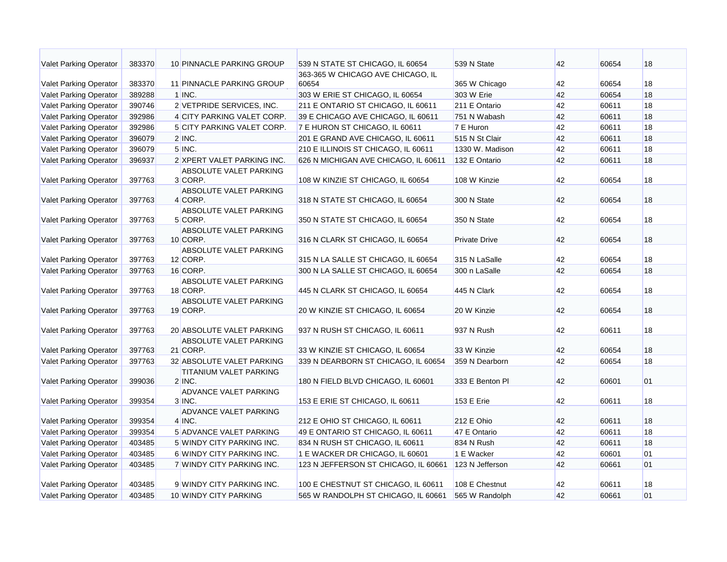| | | | | | | | | |
|---|---|---|---|---|---|---|---|---|
| Valet Parking Operator | 383370 | 10 | PINNACLE PARKING GROUP | 539 N STATE ST CHICAGO, IL 60654 | 539 N State | 42 | 60654 | 18 |
| Valet Parking Operator | 383370 | 11 | PINNACLE PARKING GROUP | 363-365 W CHICAGO AVE CHICAGO, IL 60654 | 365 W Chicago | 42 | 60654 | 18 |
| Valet Parking Operator | 389288 | 1 | INC. | 303 W ERIE ST CHICAGO, IL 60654 | 303 W Erie | 42 | 60654 | 18 |
| Valet Parking Operator | 390746 | 2 | VETPRIDE SERVICES, INC. | 211 E ONTARIO ST CHICAGO, IL 60611 | 211 E Ontario | 42 | 60611 | 18 |
| Valet Parking Operator | 392986 | 4 | CITY PARKING VALET CORP. | 39 E CHICAGO AVE CHICAGO, IL 60611 | 751 N Wabash | 42 | 60611 | 18 |
| Valet Parking Operator | 392986 | 5 | CITY PARKING VALET CORP. | 7 E HURON ST CHICAGO, IL 60611 | 7 E Huron | 42 | 60611 | 18 |
| Valet Parking Operator | 396079 | 2 | INC. | 201 E GRAND AVE CHICAGO, IL 60611 | 515 N St Clair | 42 | 60611 | 18 |
| Valet Parking Operator | 396079 | 5 | INC. | 210 E ILLINOIS ST CHICAGO, IL 60611 | 1330 W. Madison | 42 | 60611 | 18 |
| Valet Parking Operator | 396937 | 2 | XPERT VALET PARKING INC. | 626 N MICHIGAN AVE CHICAGO, IL 60611 | 132 E Ontario | 42 | 60611 | 18 |
| Valet Parking Operator | 397763 | 3 | ABSOLUTE VALET PARKING CORP. | 108 W KINZIE ST CHICAGO, IL 60654 | 108 W Kinzie | 42 | 60654 | 18 |
| Valet Parking Operator | 397763 | 4 | ABSOLUTE VALET PARKING CORP. | 318 N STATE ST CHICAGO, IL 60654 | 300 N State | 42 | 60654 | 18 |
| Valet Parking Operator | 397763 | 5 | ABSOLUTE VALET PARKING CORP. | 350 N STATE ST CHICAGO, IL 60654 | 350 N State | 42 | 60654 | 18 |
| Valet Parking Operator | 397763 | 10 | ABSOLUTE VALET PARKING CORP. | 316 N CLARK ST CHICAGO, IL 60654 | Private Drive | 42 | 60654 | 18 |
| Valet Parking Operator | 397763 | 12 | ABSOLUTE VALET PARKING CORP. | 315 N LA SALLE ST CHICAGO, IL 60654 | 315 N LaSalle | 42 | 60654 | 18 |
| Valet Parking Operator | 397763 | 16 | CORP. | 300 N LA SALLE ST CHICAGO, IL 60654 | 300 n LaSalle | 42 | 60654 | 18 |
| Valet Parking Operator | 397763 | 18 | ABSOLUTE VALET PARKING CORP. | 445 N CLARK ST CHICAGO, IL 60654 | 445 N Clark | 42 | 60654 | 18 |
| Valet Parking Operator | 397763 | 19 | ABSOLUTE VALET PARKING CORP. | 20 W KINZIE ST CHICAGO, IL 60654 | 20 W Kinzie | 42 | 60654 | 18 |
| Valet Parking Operator | 397763 | 20 | ABSOLUTE VALET PARKING | 937 N RUSH ST CHICAGO, IL 60611 | 937 N Rush | 42 | 60611 | 18 |
| Valet Parking Operator | 397763 | 21 | ABSOLUTE VALET PARKING CORP. | 33 W KINZIE ST CHICAGO, IL 60654 | 33 W Kinzie | 42 | 60654 | 18 |
| Valet Parking Operator | 397763 | 32 | ABSOLUTE VALET PARKING | 339 N DEARBORN ST CHICAGO, IL 60654 | 359 N Dearborn | 42 | 60654 | 18 |
| Valet Parking Operator | 399036 | 2 | TITANIUM VALET PARKING INC. | 180 N FIELD BLVD CHICAGO, IL 60601 | 333 E Benton Pl | 42 | 60601 | 01 |
| Valet Parking Operator | 399354 | 3 | ADVANCE VALET PARKING INC. | 153 E ERIE ST CHICAGO, IL 60611 | 153 E Erie | 42 | 60611 | 18 |
| Valet Parking Operator | 399354 | 4 | ADVANCE VALET PARKING INC. | 212 E OHIO ST CHICAGO, IL 60611 | 212 E Ohio | 42 | 60611 | 18 |
| Valet Parking Operator | 399354 | 5 | ADVANCE VALET PARKING | 49 E ONTARIO ST CHICAGO, IL 60611 | 47 E Ontario | 42 | 60611 | 18 |
| Valet Parking Operator | 403485 | 5 | WINDY CITY PARKING INC. | 834 N RUSH ST CHICAGO, IL 60611 | 834 N Rush | 42 | 60611 | 18 |
| Valet Parking Operator | 403485 | 6 | WINDY CITY PARKING INC. | 1 E WACKER DR CHICAGO, IL 60601 | 1 E Wacker | 42 | 60601 | 01 |
| Valet Parking Operator | 403485 | 7 | WINDY CITY PARKING INC. | 123 N JEFFERSON ST CHICAGO, IL 60661 | 123 N Jefferson | 42 | 60661 | 01 |
| Valet Parking Operator | 403485 | 9 | WINDY CITY PARKING INC. | 100 E CHESTNUT ST CHICAGO, IL 60611 | 108 E Chestnut | 42 | 60611 | 18 |
| Valet Parking Operator | 403485 | 10 | WINDY CITY PARKING | 565 W RANDOLPH ST CHICAGO, IL 60661 | 565 W Randolph | 42 | 60661 | 01 |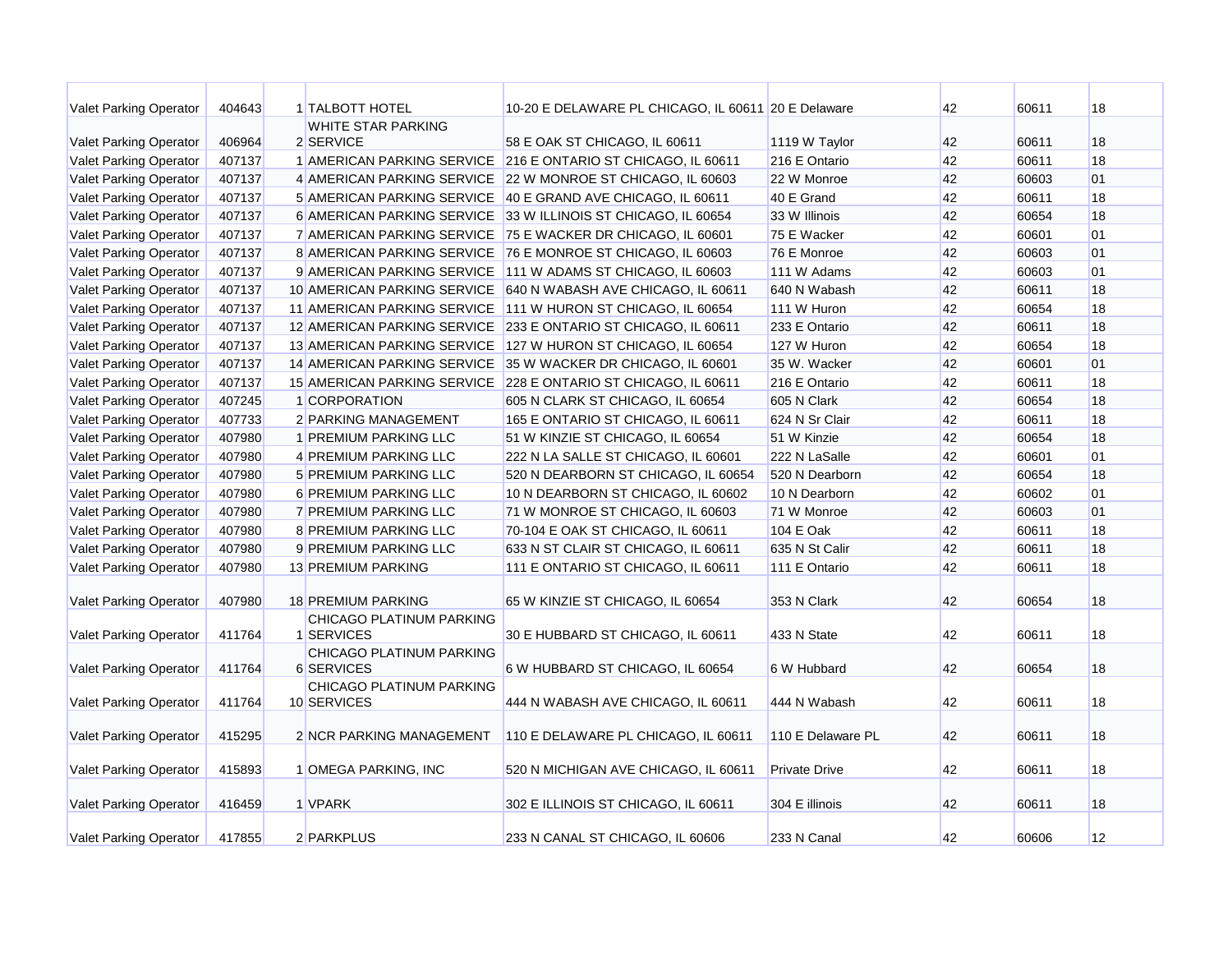| | | | | | | | | |
|---|---|---|---|---|---|---|---|---|
| Valet Parking Operator | 404643 | 1 | TALBOTT HOTEL | 10-20 E DELAWARE PL CHICAGO, IL 60611 | 20 E Delaware | 42 | 60611 | 18 |
| Valet Parking Operator | 406964 | 2 | WHITE STAR PARKING SERVICE | 58 E OAK ST CHICAGO, IL 60611 | 1119 W Taylor | 42 | 60611 | 18 |
| Valet Parking Operator | 407137 | 1 | AMERICAN PARKING SERVICE | 216 E ONTARIO ST CHICAGO, IL 60611 | 216 E Ontario | 42 | 60611 | 18 |
| Valet Parking Operator | 407137 | 4 | AMERICAN PARKING SERVICE | 22 W MONROE ST CHICAGO, IL 60603 | 22 W Monroe | 42 | 60603 | 01 |
| Valet Parking Operator | 407137 | 5 | AMERICAN PARKING SERVICE | 40 E GRAND AVE CHICAGO, IL 60611 | 40 E Grand | 42 | 60611 | 18 |
| Valet Parking Operator | 407137 | 6 | AMERICAN PARKING SERVICE | 33 W ILLINOIS ST CHICAGO, IL 60654 | 33 W Illinois | 42 | 60654 | 18 |
| Valet Parking Operator | 407137 | 7 | AMERICAN PARKING SERVICE | 75 E WACKER DR CHICAGO, IL 60601 | 75 E Wacker | 42 | 60601 | 01 |
| Valet Parking Operator | 407137 | 8 | AMERICAN PARKING SERVICE | 76 E MONROE ST CHICAGO, IL 60603 | 76 E Monroe | 42 | 60603 | 01 |
| Valet Parking Operator | 407137 | 9 | AMERICAN PARKING SERVICE | 111 W ADAMS ST CHICAGO, IL 60603 | 111 W Adams | 42 | 60603 | 01 |
| Valet Parking Operator | 407137 | 10 | AMERICAN PARKING SERVICE | 640 N WABASH AVE CHICAGO, IL 60611 | 640 N Wabash | 42 | 60611 | 18 |
| Valet Parking Operator | 407137 | 11 | AMERICAN PARKING SERVICE | 111 W HURON ST CHICAGO, IL 60654 | 111 W Huron | 42 | 60654 | 18 |
| Valet Parking Operator | 407137 | 12 | AMERICAN PARKING SERVICE | 233 E ONTARIO ST CHICAGO, IL 60611 | 233 E Ontario | 42 | 60611 | 18 |
| Valet Parking Operator | 407137 | 13 | AMERICAN PARKING SERVICE | 127 W HURON ST CHICAGO, IL 60654 | 127 W Huron | 42 | 60654 | 18 |
| Valet Parking Operator | 407137 | 14 | AMERICAN PARKING SERVICE | 35 W WACKER DR CHICAGO, IL 60601 | 35 W. Wacker | 42 | 60601 | 01 |
| Valet Parking Operator | 407137 | 15 | AMERICAN PARKING SERVICE | 228 E ONTARIO ST CHICAGO, IL 60611 | 216 E Ontario | 42 | 60611 | 18 |
| Valet Parking Operator | 407245 | 1 | CORPORATION | 605 N CLARK ST CHICAGO, IL 60654 | 605 N Clark | 42 | 60654 | 18 |
| Valet Parking Operator | 407733 | 2 | PARKING MANAGEMENT | 165 E ONTARIO ST CHICAGO, IL 60611 | 624 N Sr Clair | 42 | 60611 | 18 |
| Valet Parking Operator | 407980 | 1 | PREMIUM PARKING LLC | 51 W KINZIE ST CHICAGO, IL 60654 | 51 W Kinzie | 42 | 60654 | 18 |
| Valet Parking Operator | 407980 | 4 | PREMIUM PARKING LLC | 222 N LA SALLE ST CHICAGO, IL 60601 | 222 N LaSalle | 42 | 60601 | 01 |
| Valet Parking Operator | 407980 | 5 | PREMIUM PARKING LLC | 520 N DEARBORN ST CHICAGO, IL 60654 | 520 N Dearborn | 42 | 60654 | 18 |
| Valet Parking Operator | 407980 | 6 | PREMIUM PARKING LLC | 10 N DEARBORN ST CHICAGO, IL 60602 | 10 N Dearborn | 42 | 60602 | 01 |
| Valet Parking Operator | 407980 | 7 | PREMIUM PARKING LLC | 71 W MONROE ST CHICAGO, IL 60603 | 71 W Monroe | 42 | 60603 | 01 |
| Valet Parking Operator | 407980 | 8 | PREMIUM PARKING LLC | 70-104 E OAK ST CHICAGO, IL 60611 | 104 E Oak | 42 | 60611 | 18 |
| Valet Parking Operator | 407980 | 9 | PREMIUM PARKING LLC | 633 N ST CLAIR ST CHICAGO, IL 60611 | 635 N St Calir | 42 | 60611 | 18 |
| Valet Parking Operator | 407980 | 13 | PREMIUM PARKING | 111 E ONTARIO ST CHICAGO, IL 60611 | 111 E Ontario | 42 | 60611 | 18 |
| Valet Parking Operator | 407980 | 18 | PREMIUM PARKING | 65 W KINZIE ST CHICAGO, IL 60654 | 353 N Clark | 42 | 60654 | 18 |
| Valet Parking Operator | 411764 | 1 | CHICAGO PLATINUM PARKING SERVICES | 30 E HUBBARD ST CHICAGO, IL 60611 | 433 N State | 42 | 60611 | 18 |
| Valet Parking Operator | 411764 | 6 | CHICAGO PLATINUM PARKING SERVICES | 6 W HUBBARD ST CHICAGO, IL 60654 | 6 W Hubbard | 42 | 60654 | 18 |
| Valet Parking Operator | 411764 | 10 | CHICAGO PLATINUM PARKING SERVICES | 444 N WABASH AVE CHICAGO, IL 60611 | 444 N Wabash | 42 | 60611 | 18 |
| Valet Parking Operator | 415295 | 2 | NCR PARKING MANAGEMENT | 110 E DELAWARE PL CHICAGO, IL 60611 | 110 E Delaware PL | 42 | 60611 | 18 |
| Valet Parking Operator | 415893 | 1 | OMEGA PARKING, INC | 520 N MICHIGAN AVE CHICAGO, IL 60611 | Private Drive | 42 | 60611 | 18 |
| Valet Parking Operator | 416459 | 1 | VPARK | 302 E ILLINOIS ST CHICAGO, IL 60611 | 304 E illinois | 42 | 60611 | 18 |
| Valet Parking Operator | 417855 | 2 | PARKPLUS | 233 N CANAL ST CHICAGO, IL 60606 | 233 N Canal | 42 | 60606 | 12 |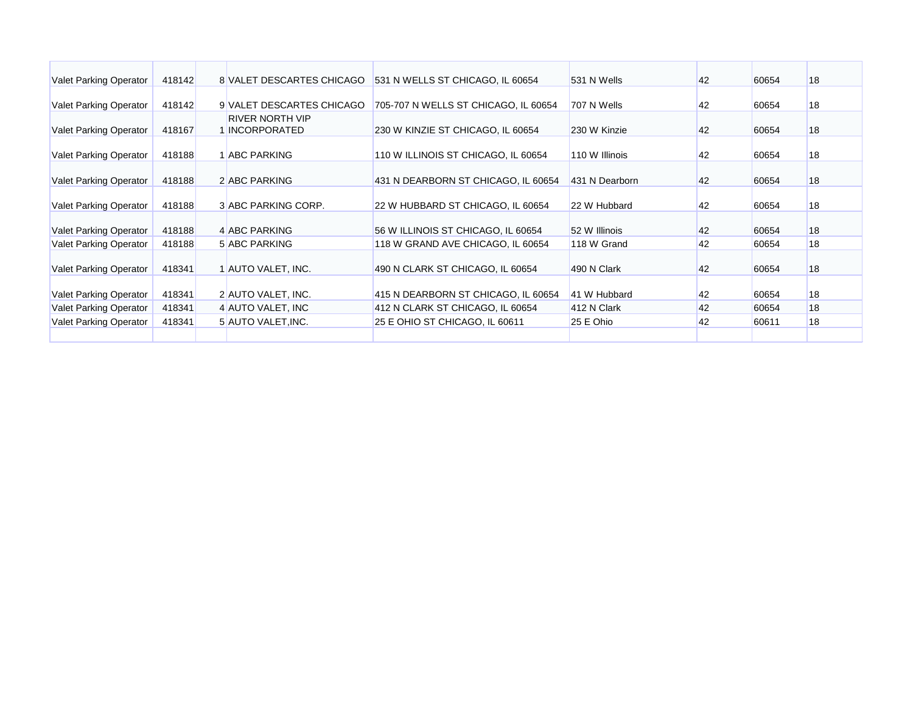| | | | | | | | | |
|---|---|---|---|---|---|---|---|---|
| Valet Parking Operator | 418142 | 8 | VALET DESCARTES CHICAGO | 531 N WELLS ST CHICAGO, IL 60654 | 531 N Wells | 42 | 60654 | 18 |
| Valet Parking Operator | 418142 | 9 | VALET DESCARTES CHICAGO | 705-707 N WELLS ST CHICAGO, IL 60654 | 707 N Wells | 42 | 60654 | 18 |
| Valet Parking Operator | 418167 | 1 | RIVER NORTH VIP INCORPORATED | 230 W KINZIE ST CHICAGO, IL 60654 | 230 W Kinzie | 42 | 60654 | 18 |
| Valet Parking Operator | 418188 | 1 | ABC PARKING | 110 W ILLINOIS ST CHICAGO, IL 60654 | 110 W Illinois | 42 | 60654 | 18 |
| Valet Parking Operator | 418188 | 2 | ABC PARKING | 431 N DEARBORN ST CHICAGO, IL 60654 | 431 N Dearborn | 42 | 60654 | 18 |
| Valet Parking Operator | 418188 | 3 | ABC PARKING CORP. | 22 W HUBBARD ST CHICAGO, IL 60654 | 22 W Hubbard | 42 | 60654 | 18 |
| Valet Parking Operator | 418188 | 4 | ABC PARKING | 56 W ILLINOIS ST CHICAGO, IL 60654 | 52 W Illinois | 42 | 60654 | 18 |
| Valet Parking Operator | 418188 | 5 | ABC PARKING | 118 W GRAND AVE CHICAGO, IL 60654 | 118 W Grand | 42 | 60654 | 18 |
| Valet Parking Operator | 418341 | 1 | AUTO VALET, INC. | 490 N CLARK ST CHICAGO, IL 60654 | 490 N Clark | 42 | 60654 | 18 |
| Valet Parking Operator | 418341 | 2 | AUTO VALET, INC. | 415 N DEARBORN ST CHICAGO, IL 60654 | 41 W Hubbard | 42 | 60654 | 18 |
| Valet Parking Operator | 418341 | 4 | AUTO VALET, INC | 412 N CLARK ST CHICAGO, IL 60654 | 412 N Clark | 42 | 60654 | 18 |
| Valet Parking Operator | 418341 | 5 | AUTO VALET,INC. | 25 E OHIO ST CHICAGO, IL 60611 | 25 E Ohio | 42 | 60611 | 18 |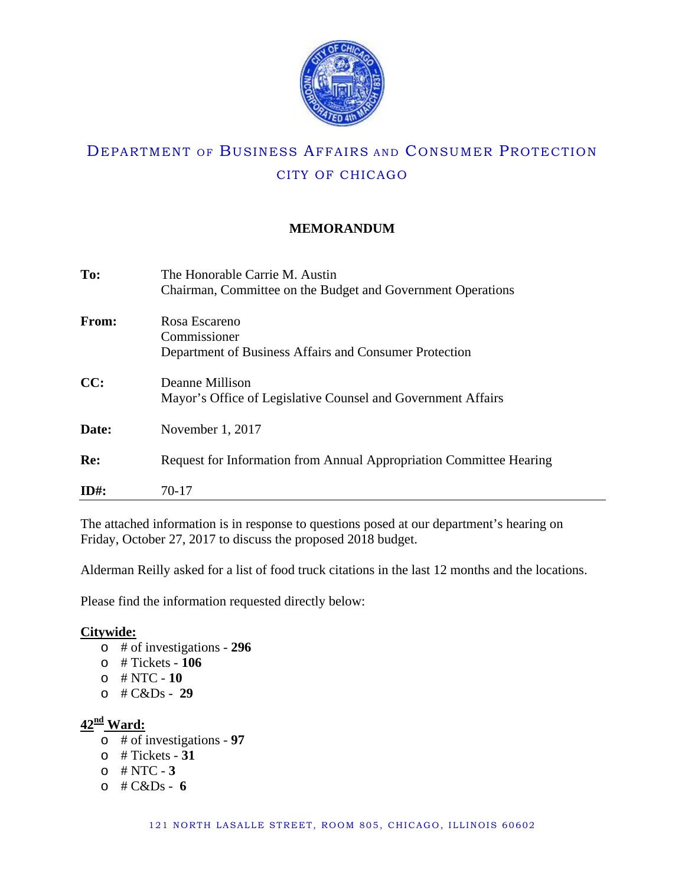# DEPARTMENT OF BUSINESS AFFAIRS AND CONSUMER PROTECTION

## CITY OF CHICAGO

**MEMORANDUM**

**To:** The Honorable Carrie M. Austin
Chairman, Committee on the Budget and Government Operations

**From:** Rosa Escareno
Commissioner
Department of Business Affairs and Consumer Protection

**CC:** Deanne Millison
Mayor's Office of Legislative Counsel and Government Affairs

**Date:** November 1, 2017

**Re:** Request for Information from Annual Appropriation Committee Hearing

**ID#:** 70-17

---

The attached information is in response to questions posed at our department's hearing on Friday, October 27, 2017 to discuss the proposed 2018 budget.

Alderman Reilly asked for a list of food truck citations in the last 12 months and the locations.

Please find the information requested directly below:

**Citywide:**

- # of investigations - **296**
- # Tickets - **106**
- # NTC - **10**
- # C&Ds - **29**

**42nd Ward:**

- # of investigations - **97**
- # Tickets - **31**
- # NTC - **3**
- # C&Ds - **6**

121 NORTH LASALLE STREET, ROOM 805, CHICAGO, ILLINOIS 60602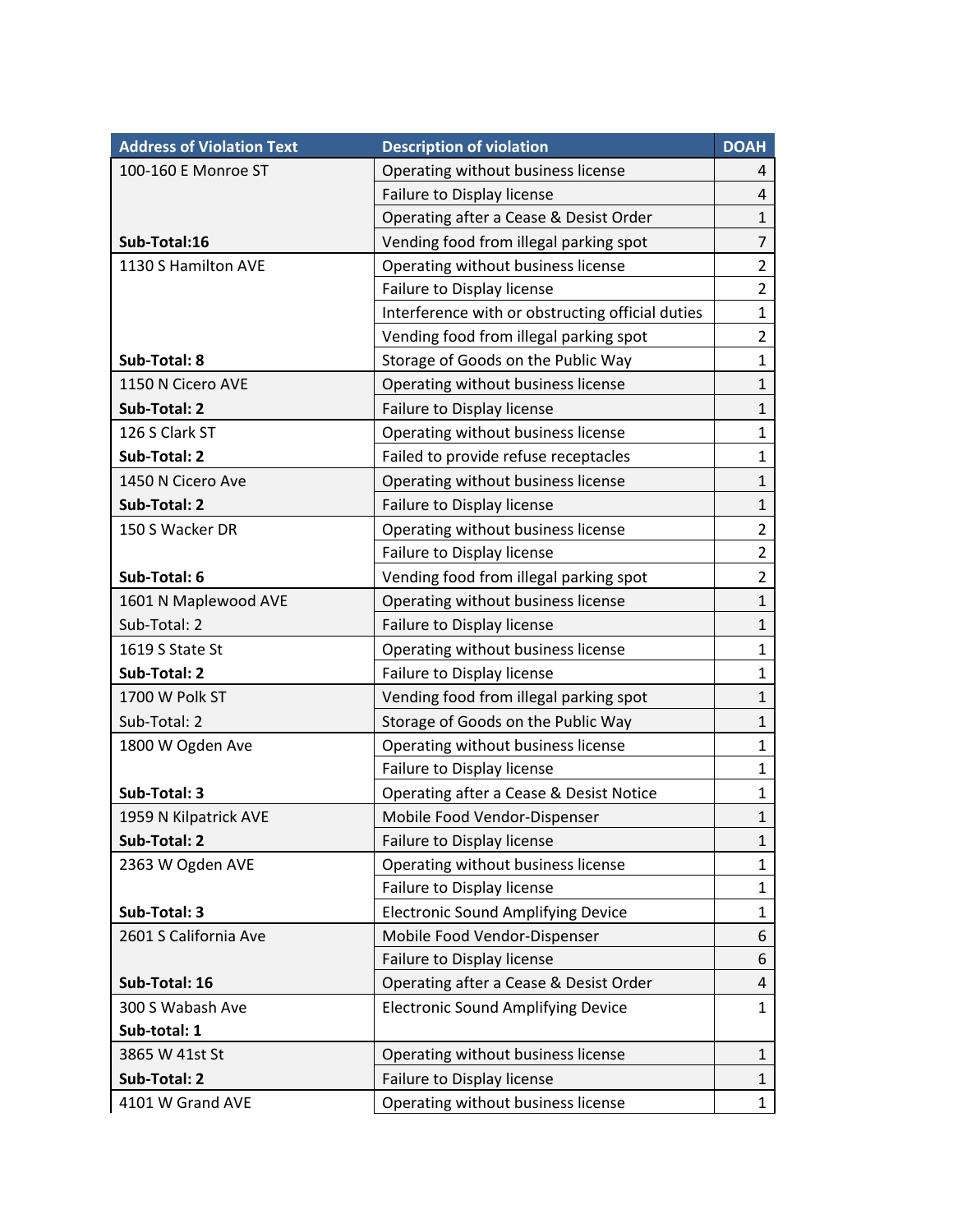| Address of Violation Text | Description of violation | DOAH |
|---|---|---|
| 100-160 E Monroe ST | Operating without business license | 4 |
| | Failure to Display license | 4 |
| | Operating after a Cease & Desist Order | 1 |
| **Sub-Total:16** | Vending food from illegal parking spot | 7 |
| 1130 S Hamilton AVE | Operating without business license | 2 |
| | Failure to Display license | 2 |
| | Interference with or obstructing official duties | 1 |
| | Vending food from illegal parking spot | 2 |
| **Sub-Total: 8** | Storage of Goods on the Public Way | 1 |
| 1150 N Cicero AVE | Operating without business license | 1 |
| **Sub-Total: 2** | Failure to Display license | 1 |
| 126 S Clark ST | Operating without business license | 1 |
| **Sub-Total: 2** | Failed to provide refuse receptacles | 1 |
| 1450 N Cicero Ave | Operating without business license | 1 |
| **Sub-Total: 2** | Failure to Display license | 1 |
| 150 S Wacker DR | Operating without business license | 2 |
| | Failure to Display license | 2 |
| **Sub-Total: 6** | Vending food from illegal parking spot | 2 |
| 1601 N Maplewood AVE | Operating without business license | 1 |
| Sub-Total: 2 | Failure to Display license | 1 |
| 1619 S State St | Operating without business license | 1 |
| **Sub-Total: 2** | Failure to Display license | 1 |
| 1700 W Polk ST | Vending food from illegal parking spot | 1 |
| Sub-Total: 2 | Storage of Goods on the Public Way | 1 |
| 1800 W Ogden Ave | Operating without business license | 1 |
| | Failure to Display license | 1 |
| **Sub-Total: 3** | Operating after a Cease & Desist Notice | 1 |
| 1959 N Kilpatrick AVE | Mobile Food Vendor-Dispenser | 1 |
| **Sub-Total: 2** | Failure to Display license | 1 |
| 2363 W Ogden AVE | Operating without business license | 1 |
| | Failure to Display license | 1 |
| **Sub-Total: 3** | Electronic Sound Amplifying Device | 1 |
| 2601 S California Ave | Mobile Food Vendor-Dispenser | 6 |
| | Failure to Display license | 6 |
| **Sub-Total: 16** | Operating after a Cease & Desist Order | 4 |
| 300 S Wabash Ave **Sub-total: 1** | Electronic Sound Amplifying Device | 1 |
| 3865 W 41st St | Operating without business license | 1 |
| **Sub-Total: 2** | Failure to Display license | 1 |
| 4101 W Grand AVE | Operating without business license | 1 |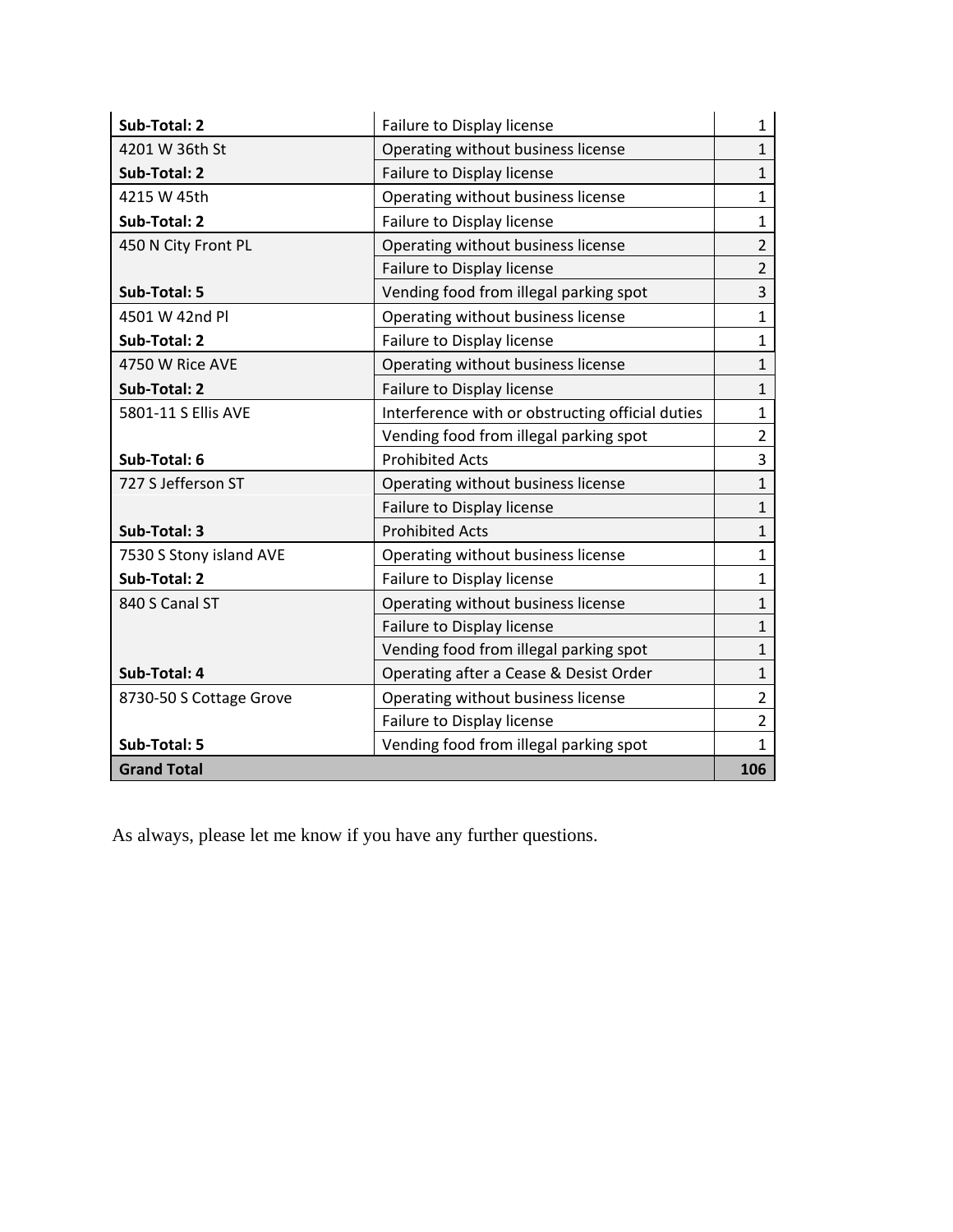| | | |
|---|---|---|
| **Sub-Total: 2** | Failure to Display license | 1 |
| 4201 W 36th St | Operating without business license | 1 |
| **Sub-Total: 2** | Failure to Display license | 1 |
| 4215 W 45th | Operating without business license | 1 |
| **Sub-Total: 2** | Failure to Display license | 1 |
| 450 N City Front PL | Operating without business license | 2 |
| | Failure to Display license | 2 |
| **Sub-Total: 5** | Vending food from illegal parking spot | 3 |
| 4501 W 42nd Pl | Operating without business license | 1 |
| **Sub-Total: 2** | Failure to Display license | 1 |
| 4750 W Rice AVE | Operating without business license | 1 |
| **Sub-Total: 2** | Failure to Display license | 1 |
| 5801-11 S Ellis AVE | Interference with or obstructing official duties | 1 |
| | Vending food from illegal parking spot | 2 |
| **Sub-Total: 6** | Prohibited Acts | 3 |
| 727 S Jefferson ST | Operating without business license | 1 |
| | Failure to Display license | 1 |
| **Sub-Total: 3** | Prohibited Acts | 1 |
| 7530 S Stony island AVE | Operating without business license | 1 |
| **Sub-Total: 2** | Failure to Display license | 1 |
| 840 S Canal ST | Operating without business license | 1 |
| | Failure to Display license | 1 |
| | Vending food from illegal parking spot | 1 |
| **Sub-Total: 4** | Operating after a Cease & Desist Order | 1 |
| 8730-50 S Cottage Grove | Operating without business license | 2 |
| | Failure to Display license | 2 |
| **Sub-Total: 5** | Vending food from illegal parking spot | 1 |
| **Grand Total** | | **106** |

As always, please let me know if you have any further questions.